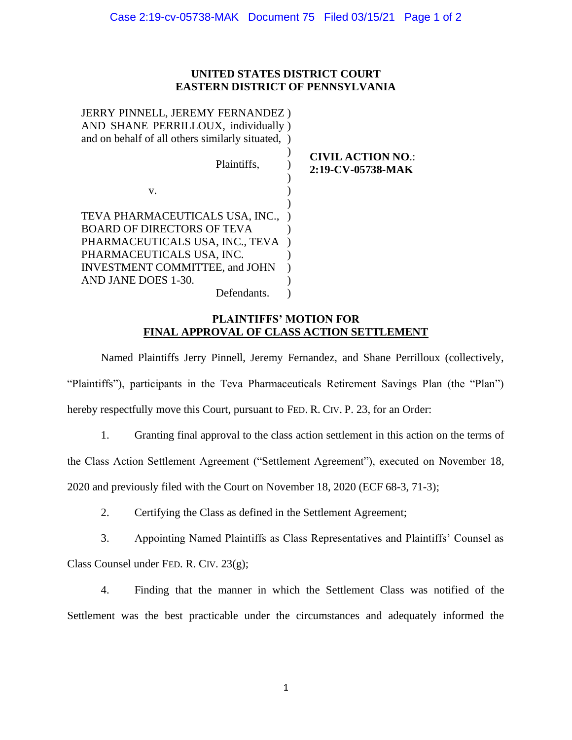**UNITED STATES DISTRICT COURT**
**EASTERN DISTRICT OF PENNSYLVANIA**

JERRY PINNELL, JEREMY FERNANDEZ AND SHANE PERRILLOUX, individually and on behalf of all others similarly situated,

Plaintiffs,

v.

TEVA PHARMACEUTICALS USA, INC., BOARD OF DIRECTORS OF TEVA PHARMACEUTICALS USA, INC., TEVA PHARMACEUTICALS USA, INC. INVESTMENT COMMITTEE, and JOHN AND JANE DOES 1-30.

Defendants.

**CIVIL ACTION NO.: 2:19-CV-05738-MAK**

## PLAINTIFFS' MOTION FOR FINAL APPROVAL OF CLASS ACTION SETTLEMENT

Named Plaintiffs Jerry Pinnell, Jeremy Fernandez, and Shane Perrilloux (collectively, "Plaintiffs"), participants in the Teva Pharmaceuticals Retirement Savings Plan (the "Plan") hereby respectfully move this Court, pursuant to FED. R. CIV. P. 23, for an Order:

1. Granting final approval to the class action settlement in this action on the terms of the Class Action Settlement Agreement ("Settlement Agreement"), executed on November 18, 2020 and previously filed with the Court on November 18, 2020 (ECF 68-3, 71-3);

2. Certifying the Class as defined in the Settlement Agreement;

3. Appointing Named Plaintiffs as Class Representatives and Plaintiffs' Counsel as Class Counsel under FED. R. CIV. 23(g);

4. Finding that the manner in which the Settlement Class was notified of the Settlement was the best practicable under the circumstances and adequately informed the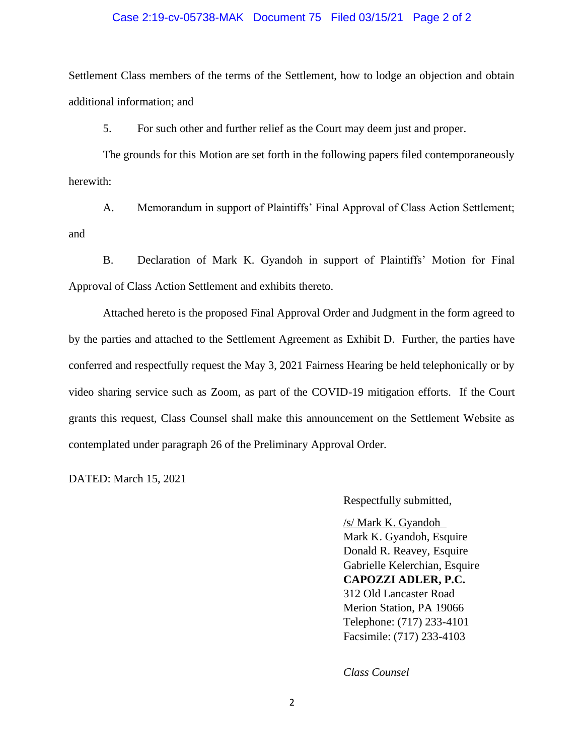Settlement Class members of the terms of the Settlement, how to lodge an objection and obtain additional information; and

5. For such other and further relief as the Court may deem just and proper.

The grounds for this Motion are set forth in the following papers filed contemporaneously herewith:

A. Memorandum in support of Plaintiffs' Final Approval of Class Action Settlement; and

B. Declaration of Mark K. Gyandoh in support of Plaintiffs' Motion for Final Approval of Class Action Settlement and exhibits thereto.

Attached hereto is the proposed Final Approval Order and Judgment in the form agreed to by the parties and attached to the Settlement Agreement as Exhibit D. Further, the parties have conferred and respectfully request the May 3, 2021 Fairness Hearing be held telephonically or by video sharing service such as Zoom, as part of the COVID-19 mitigation efforts. If the Court grants this request, Class Counsel shall make this announcement on the Settlement Website as contemplated under paragraph 26 of the Preliminary Approval Order.

DATED: March 15, 2021

Respectfully submitted,

/s/ Mark K. Gyandoh
Mark K. Gyandoh, Esquire
Donald R. Reavey, Esquire
Gabrielle Kelerchian, Esquire
**CAPOZZI ADLER, P.C.**
312 Old Lancaster Road
Merion Station, PA 19066
Telephone: (717) 233-4101
Facsimile: (717) 233-4103

*Class Counsel*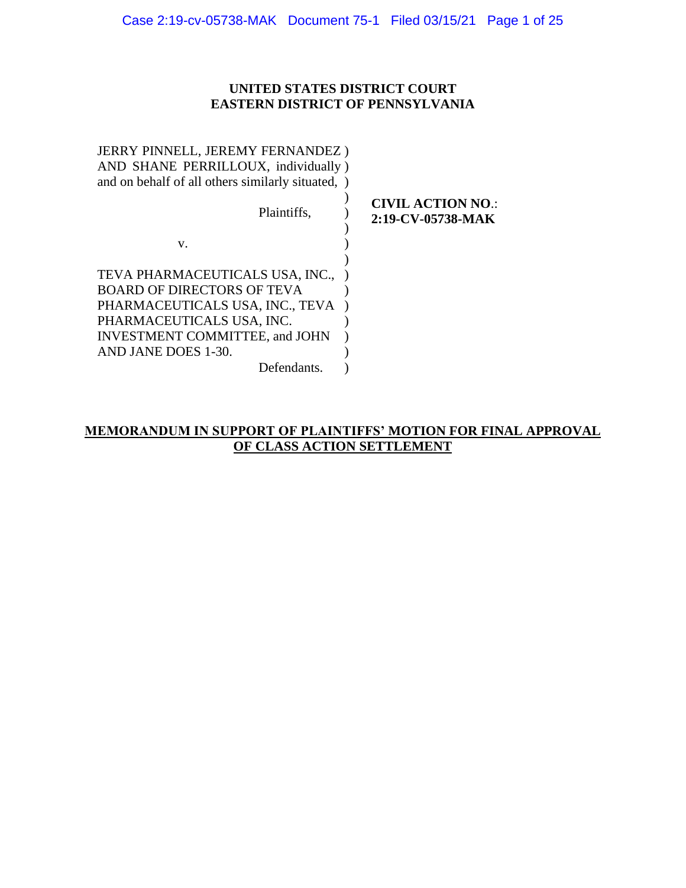**UNITED STATES DISTRICT COURT**
**EASTERN DISTRICT OF PENNSYLVANIA**

JERRY PINNELL, JEREMY FERNANDEZ AND SHANE PERRILLOUX, individually and on behalf of all others similarly situated,

Plaintiffs,

v.

TEVA PHARMACEUTICALS USA, INC., BOARD OF DIRECTORS OF TEVA PHARMACEUTICALS USA, INC., TEVA PHARMACEUTICALS USA, INC. INVESTMENT COMMITTEE, and JOHN AND JANE DOES 1-30.

Defendants.

**CIVIL ACTION NO.: 2:19-CV-05738-MAK**

**MEMORANDUM IN SUPPORT OF PLAINTIFFS' MOTION FOR FINAL APPROVAL OF CLASS ACTION SETTLEMENT**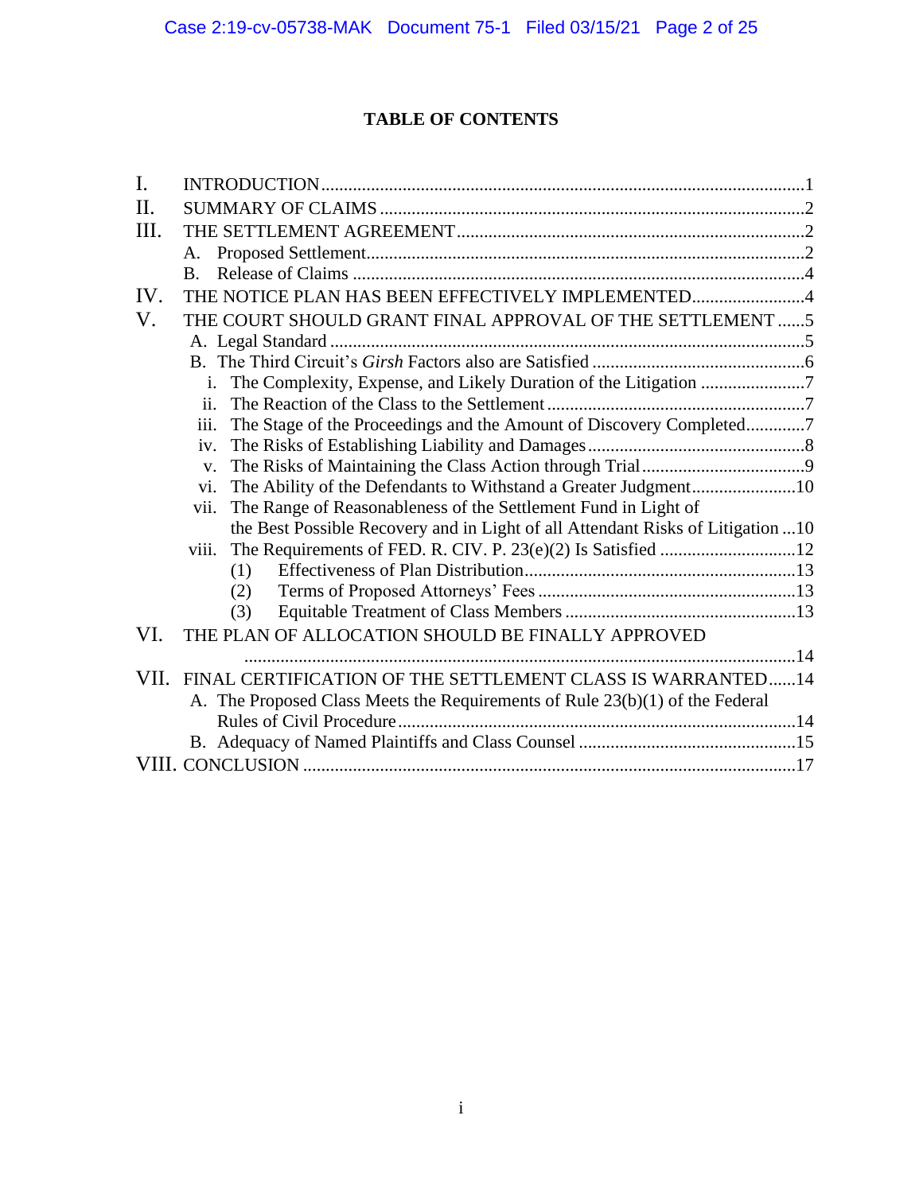# TABLE OF CONTENTS

I. INTRODUCTION .......................................................................................................1

II. SUMMARY OF CLAIMS .........................................................................................2

III. THE SETTLEMENT AGREEMENT.........................................................................2

- A. Proposed Settlement..............................................................................................2
- B. Release of Claims ..................................................................................................4

IV. THE NOTICE PLAN HAS BEEN EFFECTIVELY IMPLEMENTED.........................4

V. THE COURT SHOULD GRANT FINAL APPROVAL OF THE SETTLEMENT ......5

- A. Legal Standard .......................................................................................................5
- B. The Third Circuit's *Girsh* Factors also are Satisfied ..............................................6
  - i. The Complexity, Expense, and Likely Duration of the Litigation .......................7
  - ii. The Reaction of the Class to the Settlement .......................................................7
  - iii. The Stage of the Proceedings and the Amount of Discovery Completed.............7
  - iv. The Risks of Establishing Liability and Damages ...............................................8
  - v. The Risks of Maintaining the Class Action through Trial...................................9
  - vi. The Ability of the Defendants to Withstand a Greater Judgment.......................10
  - vii. The Range of Reasonableness of the Settlement Fund in Light of the Best Possible Recovery and in Light of all Attendant Risks of Litigation ...10
  - viii. The Requirements of FED. R. CIV. P. 23(e)(2) Is Satisfied .............................12
    - (1) Effectiveness of Plan Distribution...........................................................13
    - (2) Terms of Proposed Attorneys' Fees .........................................................13
    - (3) Equitable Treatment of Class Members ...................................................13

VI. THE PLAN OF ALLOCATION SHOULD BE FINALLY APPROVED .........................................................................................................14

VII. FINAL CERTIFICATION OF THE SETTLEMENT CLASS IS WARRANTED......14

- A. The Proposed Class Meets the Requirements of Rule 23(b)(1) of the Federal Rules of Civil Procedure.......................................................................14
- B. Adequacy of Named Plaintiffs and Class Counsel ...............................................15

VIII. CONCLUSION ..........................................................................................................17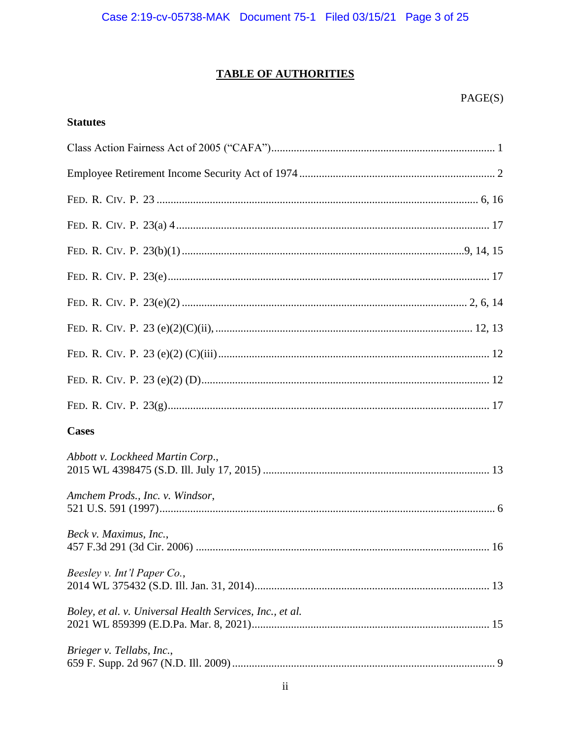## TABLE OF AUTHORITIES

PAGE(S)

**Statutes**

Class Action Fairness Act of 2005 ("CAFA")....................................................................................... 1

Employee Retirement Income Security Act of 1974 ..................................................................... 2

FED. R. CIV. P. 23 ................................................................................................................. 6, 16

FED. R. CIV. P. 23(a) 4 ............................................................................................................... 17

FED. R. CIV. P. 23(b)(1) ..................................................................................................9, 14, 15

FED. R. CIV. P. 23(e)................................................................................................................. 17

FED. R. CIV. P. 23(e)(2) ..................................................................................................... 2, 6, 14

FED. R. CIV. P. 23 (e)(2)(C)(ii), ........................................................................................... 12, 13

FED. R. CIV. P. 23 (e)(2) (C)(iii) ................................................................................................ 12

FED. R. CIV. P. 23 (e)(2) (D)..................................................................................................... 12

FED. R. CIV. P. 23(g)................................................................................................................. 17

**Cases**

*Abbott v. Lockheed Martin Corp.*,
2015 WL 4398475 (S.D. Ill. July 17, 2015) ................................................................................ 13

*Amchem Prods., Inc. v. Windsor*,
521 U.S. 591 (1997)...................................................................................................................... 6

*Beck v. Maximus, Inc.*,
457 F.3d 291 (3d Cir. 2006) ........................................................................................................ 16

*Beesley v. Int'l Paper Co.*,
2014 WL 375432 (S.D. Ill. Jan. 31, 2014)................................................................................... 13

*Boley, et al. v. Universal Health Services, Inc., et al.*
2021 WL 859399 (E.D.Pa. Mar. 8, 2021).................................................................................... 15

*Brieger v. Tellabs, Inc.*,
659 F. Supp. 2d 967 (N.D. Ill. 2009) ............................................................................................. 9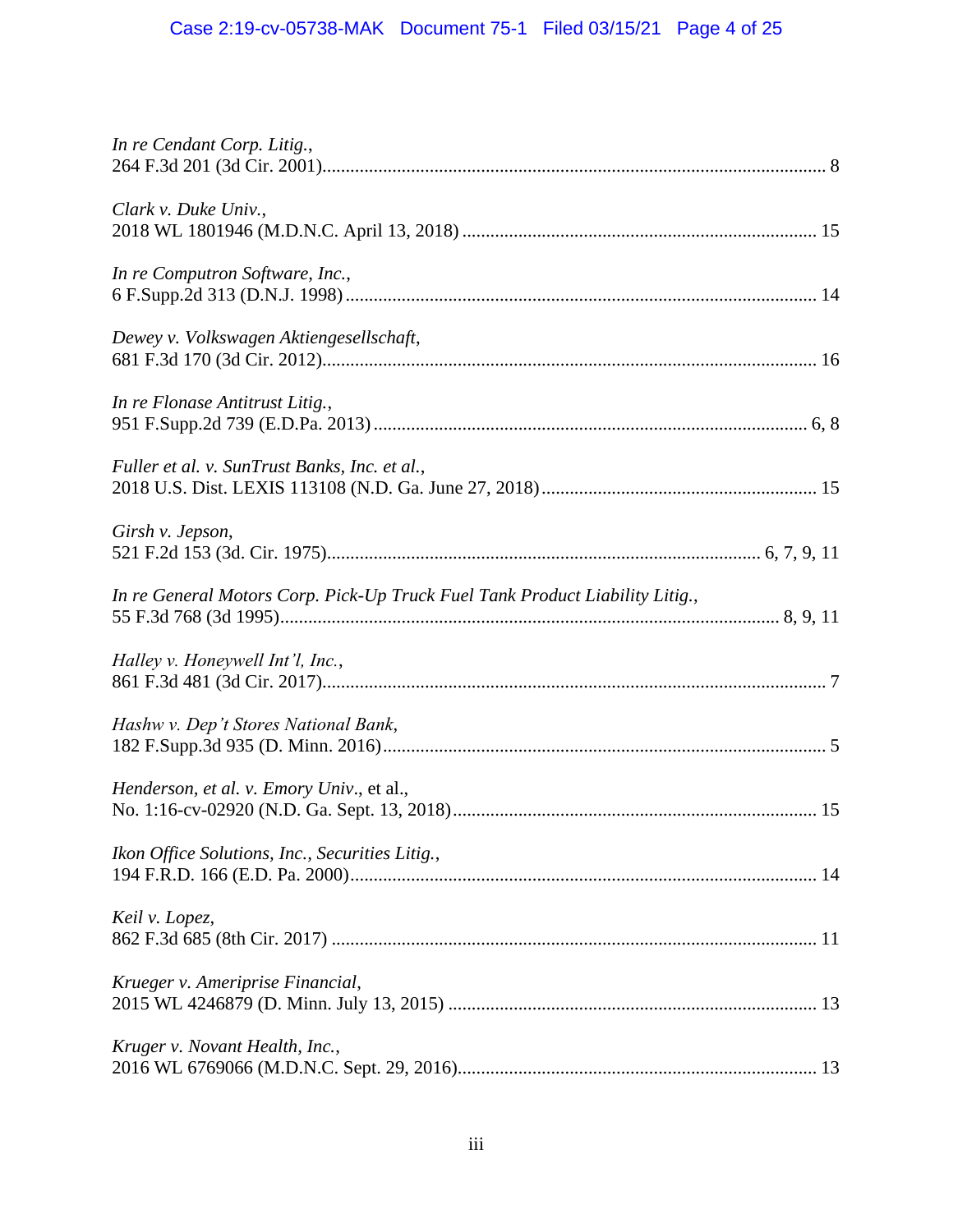*In re Cendant Corp. Litig.*,
264 F.3d 201 (3d Cir. 2001)........................................................................................................... 8

*Clark v. Duke Univ.*,
2018 WL 1801946 (M.D.N.C. April 13, 2018) ........................................................................... 15

*In re Computron Software, Inc.*,
6 F.Supp.2d 313 (D.N.J. 1998) .................................................................................................... 14

*Dewey v. Volkswagen Aktiengesellschaft*,
681 F.3d 170 (3d Cir. 2012)......................................................................................................... 16

*In re Flonase Antitrust Litig.*,
951 F.Supp.2d 739 (E.D.Pa. 2013) ........................................................................................... 6, 8

*Fuller et al. v. SunTrust Banks, Inc. et al.*,
2018 U.S. Dist. LEXIS 113108 (N.D. Ga. June 27, 2018) .......................................................... 15

*Girsh v. Jepson*,
521 F.2d 153 (3d. Cir. 1975)............................................................................................ 6, 7, 9, 11

*In re General Motors Corp. Pick-Up Truck Fuel Tank Product Liability Litig.*,
55 F.3d 768 (3d 1995).......................................................................................................... 8, 9, 11

*Halley v. Honeywell Int'l, Inc.*,
861 F.3d 481 (3d Cir. 2017)........................................................................................................... 7

*Hashw v. Dep't Stores National Bank*,
182 F.Supp.3d 935 (D. Minn. 2016).............................................................................................. 5

*Henderson, et al. v. Emory Univ*., et al.,
No. 1:16-cv-02920 (N.D. Ga. Sept. 13, 2018)............................................................................. 15

*Ikon Office Solutions, Inc., Securities Litig.*,
194 F.R.D. 166 (E.D. Pa. 2000).................................................................................................. 14

*Keil v. Lopez*,
862 F.3d 685 (8th Cir. 2017) ....................................................................................................... 11

*Krueger v. Ameriprise Financial*,
2015 WL 4246879 (D. Minn. July 13, 2015) .............................................................................. 13

*Kruger v. Novant Health, Inc.*,
2016 WL 6769066 (M.D.N.C. Sept. 29, 2016)............................................................................ 13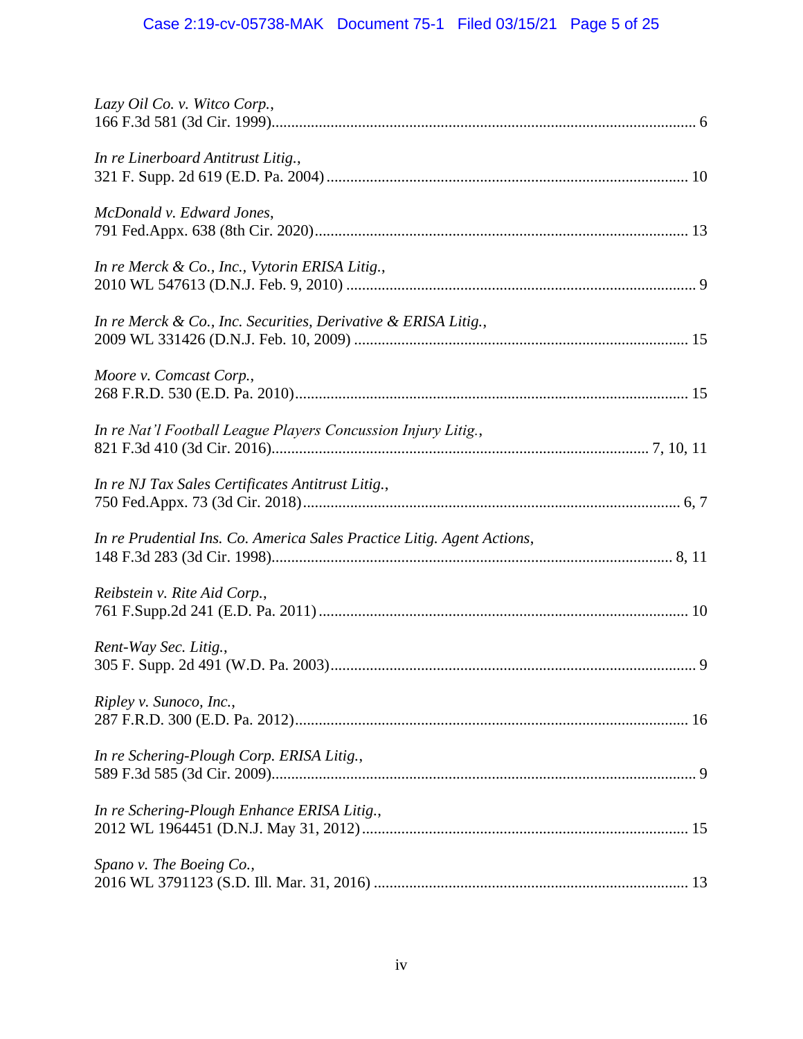*Lazy Oil Co. v. Witco Corp.*,
166 F.3d 581 (3d Cir. 1999)............................................................................................................ 6

*In re Linerboard Antitrust Litig.*,
321 F. Supp. 2d 619 (E.D. Pa. 2004)........................................................................................... 10

*McDonald v. Edward Jones*,
791 Fed.Appx. 638 (8th Cir. 2020).............................................................................................. 13

*In re Merck & Co., Inc., Vytorin ERISA Litig.*,
2010 WL 547613 (D.N.J. Feb. 9, 2010) ........................................................................................ 9

*In re Merck & Co., Inc. Securities, Derivative & ERISA Litig.*,
2009 WL 331426 (D.N.J. Feb. 10, 2009) .................................................................................... 15

*Moore v. Comcast Corp.*,
268 F.R.D. 530 (E.D. Pa. 2010).................................................................................................... 15

*In re Nat'l Football League Players Concussion Injury Litig.*,
821 F.3d 410 (3d Cir. 2016)............................................................................................... 7, 10, 11

*In re NJ Tax Sales Certificates Antitrust Litig.*,
750 Fed.Appx. 73 (3d Cir. 2018)............................................................................................... 6, 7

*In re Prudential Ins. Co. America Sales Practice Litig. Agent Actions*,
148 F.3d 283 (3d Cir. 1998)..................................................................................................... 8, 11

*Reibstein v. Rite Aid Corp.*,
761 F.Supp.2d 241 (E.D. Pa. 2011)............................................................................................. 10

*Rent-Way Sec. Litig.*,
305 F. Supp. 2d 491 (W.D. Pa. 2003)............................................................................................. 9

*Ripley v. Sunoco, Inc.*,
287 F.R.D. 300 (E.D. Pa. 2012)................................................................................................... 16

*In re Schering-Plough Corp. ERISA Litig.*,
589 F.3d 585 (3d Cir. 2009)........................................................................................................... 9

*In re Schering-Plough Enhance ERISA Litig.*,
2012 WL 1964451 (D.N.J. May 31, 2012).................................................................................. 15

*Spano v. The Boeing Co.*,
2016 WL 3791123 (S.D. Ill. Mar. 31, 2016) ............................................................................... 13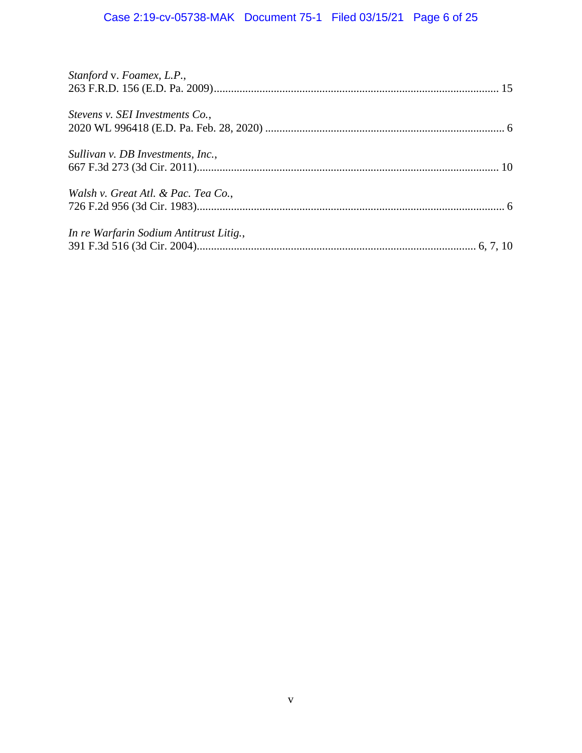*Stanford* v. *Foamex, L.P.*,
263 F.R.D. 156 (E.D. Pa. 2009)........................................................................................................ 15

*Stevens v. SEI Investments Co.*,
2020 WL 996418 (E.D. Pa. Feb. 28, 2020) .................................................................................... 6

*Sullivan v. DB Investments, Inc.*,
667 F.3d 273 (3d Cir. 2011)............................................................................................................ 10

*Walsh v. Great Atl. & Pac. Tea Co.*,
726 F.2d 956 (3d Cir. 1983)............................................................................................................ 6

*In re Warfarin Sodium Antitrust Litig.*,
391 F.3d 516 (3d Cir. 2004)..................................................................................................... 6, 7, 10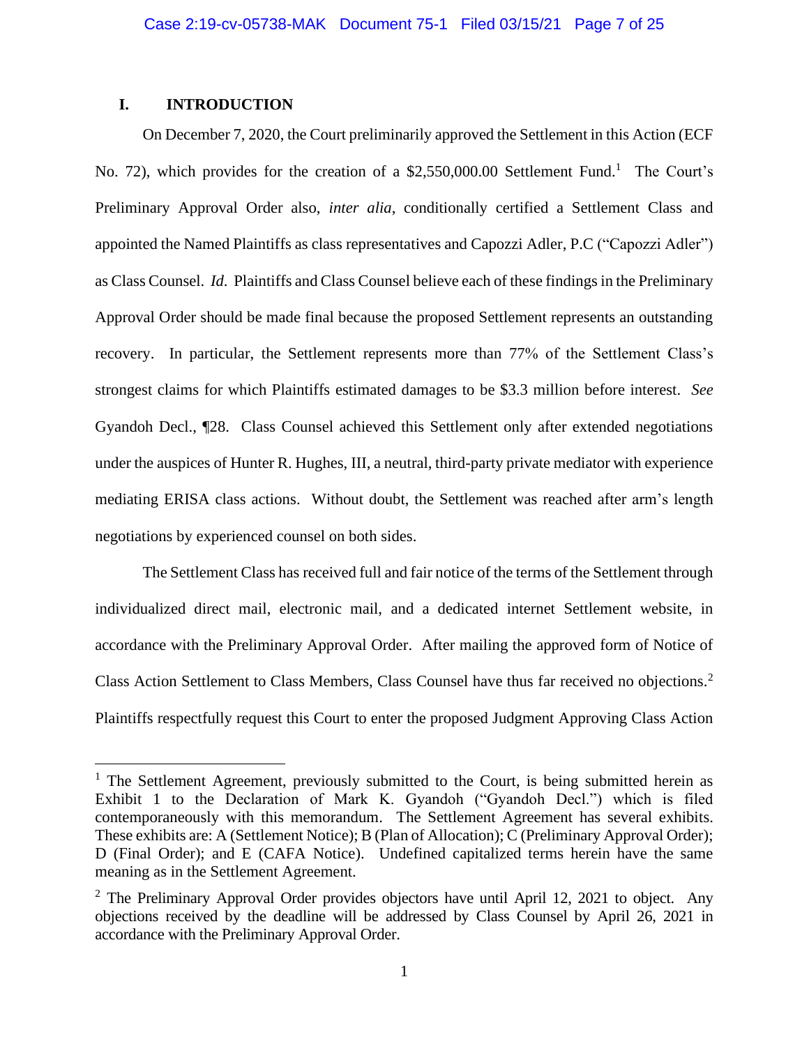## I. INTRODUCTION

On December 7, 2020, the Court preliminarily approved the Settlement in this Action (ECF No. 72), which provides for the creation of a $2,550,000.00 Settlement Fund.[1] The Court's Preliminary Approval Order also, *inter alia*, conditionally certified a Settlement Class and appointed the Named Plaintiffs as class representatives and Capozzi Adler, P.C ("Capozzi Adler") as Class Counsel. *Id*. Plaintiffs and Class Counsel believe each of these findings in the Preliminary Approval Order should be made final because the proposed Settlement represents an outstanding recovery. In particular, the Settlement represents more than 77% of the Settlement Class's strongest claims for which Plaintiffs estimated damages to be $3.3 million before interest. *See* Gyandoh Decl., ¶28. Class Counsel achieved this Settlement only after extended negotiations under the auspices of Hunter R. Hughes, III, a neutral, third-party private mediator with experience mediating ERISA class actions. Without doubt, the Settlement was reached after arm's length negotiations by experienced counsel on both sides.

The Settlement Class has received full and fair notice of the terms of the Settlement through individualized direct mail, electronic mail, and a dedicated internet Settlement website, in accordance with the Preliminary Approval Order. After mailing the approved form of Notice of Class Action Settlement to Class Members, Class Counsel have thus far received no objections.[2] Plaintiffs respectfully request this Court to enter the proposed Judgment Approving Class Action

---

[1] The Settlement Agreement, previously submitted to the Court, is being submitted herein as Exhibit 1 to the Declaration of Mark K. Gyandoh ("Gyandoh Decl.") which is filed contemporaneously with this memorandum. The Settlement Agreement has several exhibits. These exhibits are: A (Settlement Notice); B (Plan of Allocation); C (Preliminary Approval Order); D (Final Order); and E (CAFA Notice). Undefined capitalized terms herein have the same meaning as in the Settlement Agreement.

[2] The Preliminary Approval Order provides objectors have until April 12, 2021 to object. Any objections received by the deadline will be addressed by Class Counsel by April 26, 2021 in accordance with the Preliminary Approval Order.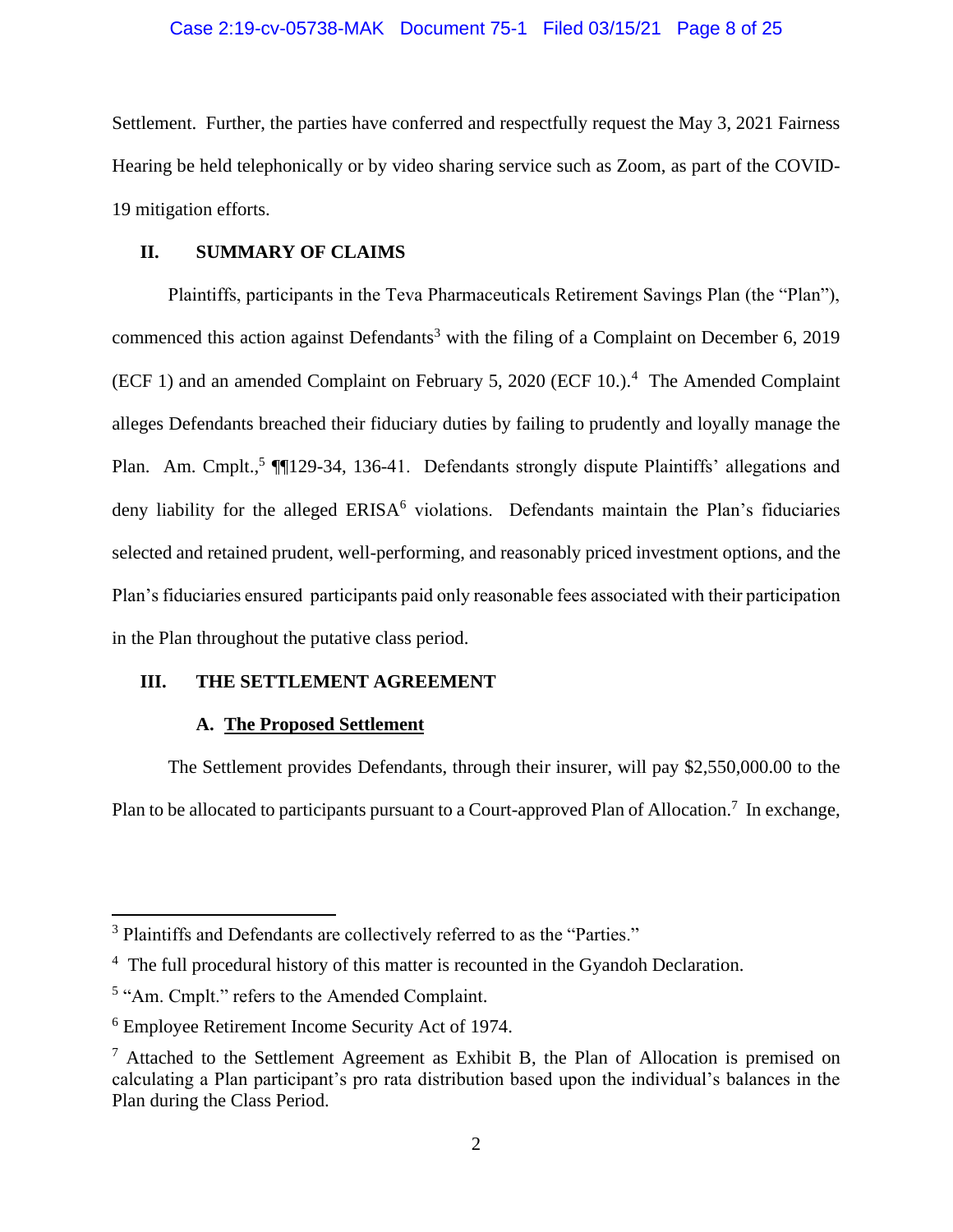Settlement. Further, the parties have conferred and respectfully request the May 3, 2021 Fairness Hearing be held telephonically or by video sharing service such as Zoom, as part of the COVID-19 mitigation efforts.

## II. SUMMARY OF CLAIMS

Plaintiffs, participants in the Teva Pharmaceuticals Retirement Savings Plan (the "Plan"), commenced this action against Defendants[3] with the filing of a Complaint on December 6, 2019 (ECF 1) and an amended Complaint on February 5, 2020 (ECF 10.).[4] The Amended Complaint alleges Defendants breached their fiduciary duties by failing to prudently and loyally manage the Plan. Am. Cmplt.,[5] ¶¶129-34, 136-41. Defendants strongly dispute Plaintiffs' allegations and deny liability for the alleged ERISA[6] violations. Defendants maintain the Plan's fiduciaries selected and retained prudent, well-performing, and reasonably priced investment options, and the Plan's fiduciaries ensured participants paid only reasonable fees associated with their participation in the Plan throughout the putative class period.

## III. THE SETTLEMENT AGREEMENT

### A. <u>The Proposed Settlement</u>

The Settlement provides Defendants, through their insurer, will pay $2,550,000.00 to the Plan to be allocated to participants pursuant to a Court-approved Plan of Allocation.[7] In exchange,

---

[3] Plaintiffs and Defendants are collectively referred to as the "Parties."

[4] The full procedural history of this matter is recounted in the Gyandoh Declaration.

[5] "Am. Cmplt." refers to the Amended Complaint.

[6] Employee Retirement Income Security Act of 1974.

[7] Attached to the Settlement Agreement as Exhibit B, the Plan of Allocation is premised on calculating a Plan participant's pro rata distribution based upon the individual's balances in the Plan during the Class Period.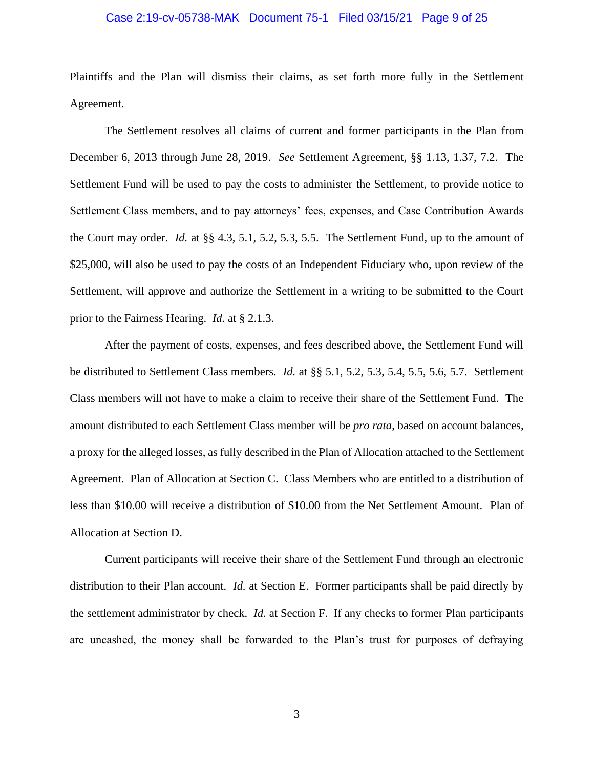Plaintiffs and the Plan will dismiss their claims, as set forth more fully in the Settlement Agreement.

The Settlement resolves all claims of current and former participants in the Plan from December 6, 2013 through June 28, 2019. *See* Settlement Agreement, §§ 1.13, 1.37, 7.2. The Settlement Fund will be used to pay the costs to administer the Settlement, to provide notice to Settlement Class members, and to pay attorneys' fees, expenses, and Case Contribution Awards the Court may order. *Id.* at §§ 4.3, 5.1, 5.2, 5.3, 5.5. The Settlement Fund, up to the amount of $25,000, will also be used to pay the costs of an Independent Fiduciary who, upon review of the Settlement, will approve and authorize the Settlement in a writing to be submitted to the Court prior to the Fairness Hearing. *Id.* at § 2.1.3.

After the payment of costs, expenses, and fees described above, the Settlement Fund will be distributed to Settlement Class members. *Id.* at §§ 5.1, 5.2, 5.3, 5.4, 5.5, 5.6, 5.7. Settlement Class members will not have to make a claim to receive their share of the Settlement Fund. The amount distributed to each Settlement Class member will be *pro rata*, based on account balances, a proxy for the alleged losses, as fully described in the Plan of Allocation attached to the Settlement Agreement. Plan of Allocation at Section C. Class Members who are entitled to a distribution of less than $10.00 will receive a distribution of $10.00 from the Net Settlement Amount. Plan of Allocation at Section D.

Current participants will receive their share of the Settlement Fund through an electronic distribution to their Plan account. *Id.* at Section E. Former participants shall be paid directly by the settlement administrator by check. *Id.* at Section F. If any checks to former Plan participants are uncashed, the money shall be forwarded to the Plan's trust for purposes of defraying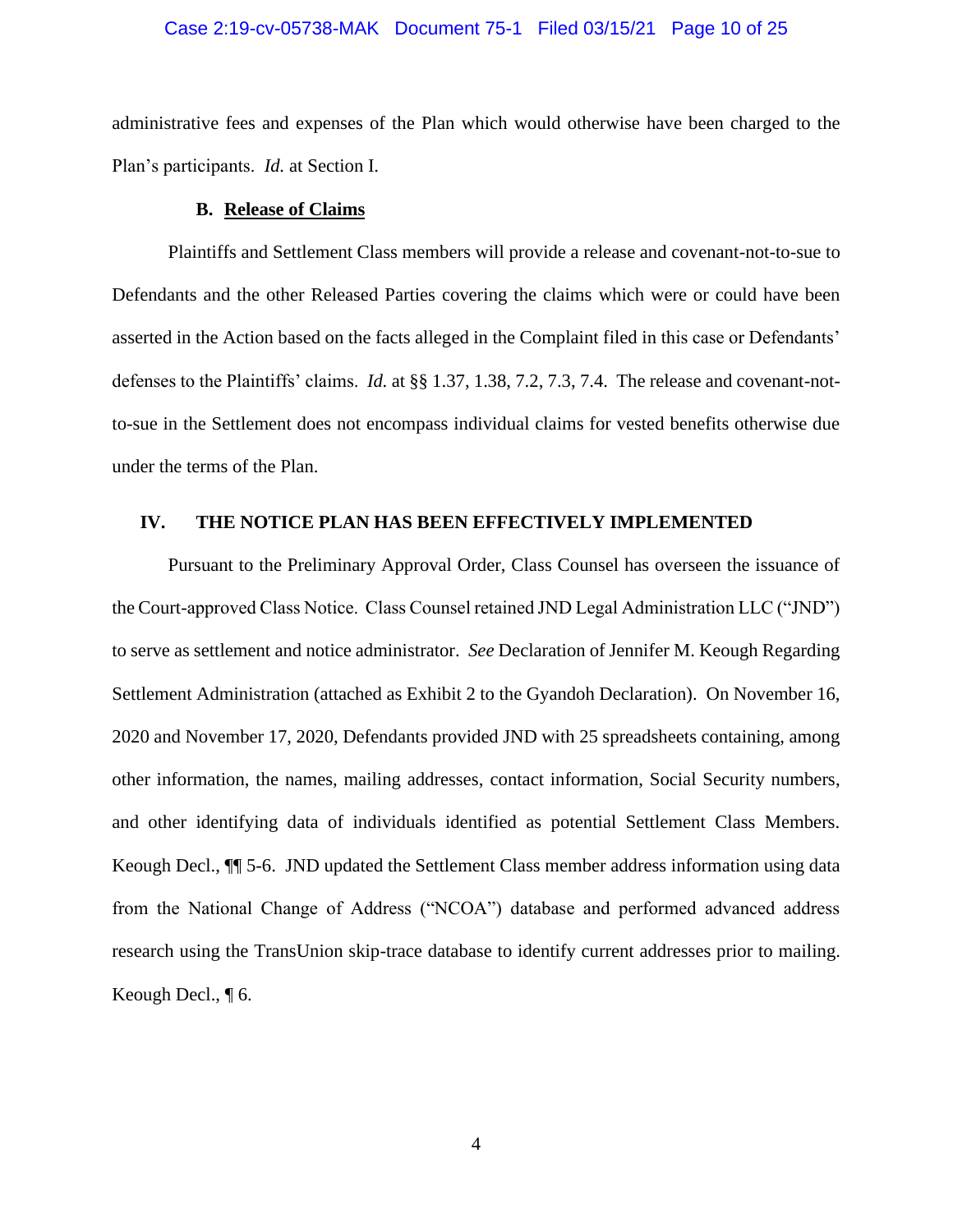administrative fees and expenses of the Plan which would otherwise have been charged to the Plan's participants. *Id.* at Section I.

### B. Release of Claims

Plaintiffs and Settlement Class members will provide a release and covenant-not-to-sue to Defendants and the other Released Parties covering the claims which were or could have been asserted in the Action based on the facts alleged in the Complaint filed in this case or Defendants' defenses to the Plaintiffs' claims. *Id.* at §§ 1.37, 1.38, 7.2, 7.3, 7.4. The release and covenant-not-to-sue in the Settlement does not encompass individual claims for vested benefits otherwise due under the terms of the Plan.

## IV. THE NOTICE PLAN HAS BEEN EFFECTIVELY IMPLEMENTED

Pursuant to the Preliminary Approval Order, Class Counsel has overseen the issuance of the Court-approved Class Notice. Class Counsel retained JND Legal Administration LLC ("JND") to serve as settlement and notice administrator. *See* Declaration of Jennifer M. Keough Regarding Settlement Administration (attached as Exhibit 2 to the Gyandoh Declaration). On November 16, 2020 and November 17, 2020, Defendants provided JND with 25 spreadsheets containing, among other information, the names, mailing addresses, contact information, Social Security numbers, and other identifying data of individuals identified as potential Settlement Class Members. Keough Decl., ¶¶ 5-6. JND updated the Settlement Class member address information using data from the National Change of Address ("NCOA") database and performed advanced address research using the TransUnion skip-trace database to identify current addresses prior to mailing. Keough Decl., ¶ 6.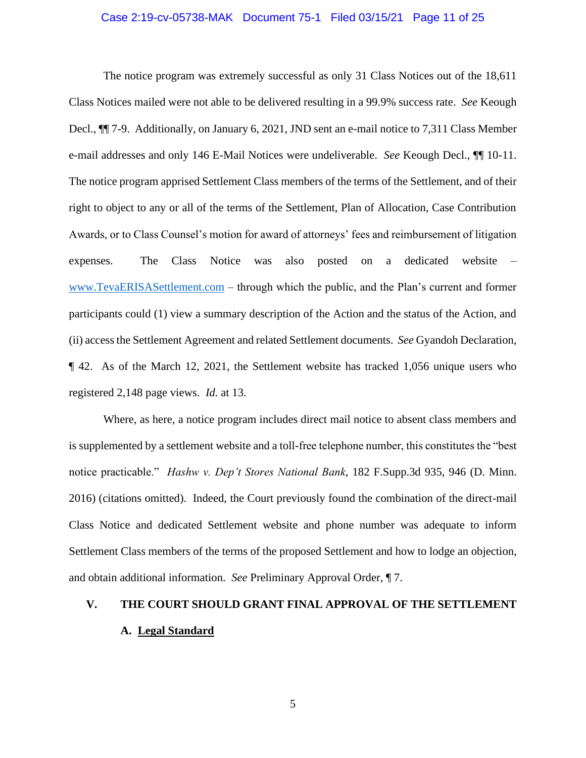The notice program was extremely successful as only 31 Class Notices out of the 18,611 Class Notices mailed were not able to be delivered resulting in a 99.9% success rate. *See* Keough Decl., ¶¶ 7-9. Additionally, on January 6, 2021, JND sent an e-mail notice to 7,311 Class Member e-mail addresses and only 146 E-Mail Notices were undeliverable. *See* Keough Decl., ¶¶ 10-11. The notice program apprised Settlement Class members of the terms of the Settlement, and of their right to object to any or all of the terms of the Settlement, Plan of Allocation, Case Contribution Awards, or to Class Counsel's motion for award of attorneys' fees and reimbursement of litigation expenses. The Class Notice was also posted on a dedicated website – www.TevaERISASettlement.com – through which the public, and the Plan's current and former participants could (1) view a summary description of the Action and the status of the Action, and (ii) access the Settlement Agreement and related Settlement documents. *See* Gyandoh Declaration, ¶ 42. As of the March 12, 2021, the Settlement website has tracked 1,056 unique users who registered 2,148 page views. *Id.* at 13.

Where, as here, a notice program includes direct mail notice to absent class members and is supplemented by a settlement website and a toll-free telephone number, this constitutes the "best notice practicable." *Hashw v. Dep't Stores National Bank*, 182 F.Supp.3d 935, 946 (D. Minn. 2016) (citations omitted). Indeed, the Court previously found the combination of the direct-mail Class Notice and dedicated Settlement website and phone number was adequate to inform Settlement Class members of the terms of the proposed Settlement and how to lodge an objection, and obtain additional information. *See* Preliminary Approval Order, ¶ 7.

## V. THE COURT SHOULD GRANT FINAL APPROVAL OF THE SETTLEMENT

### A. Legal Standard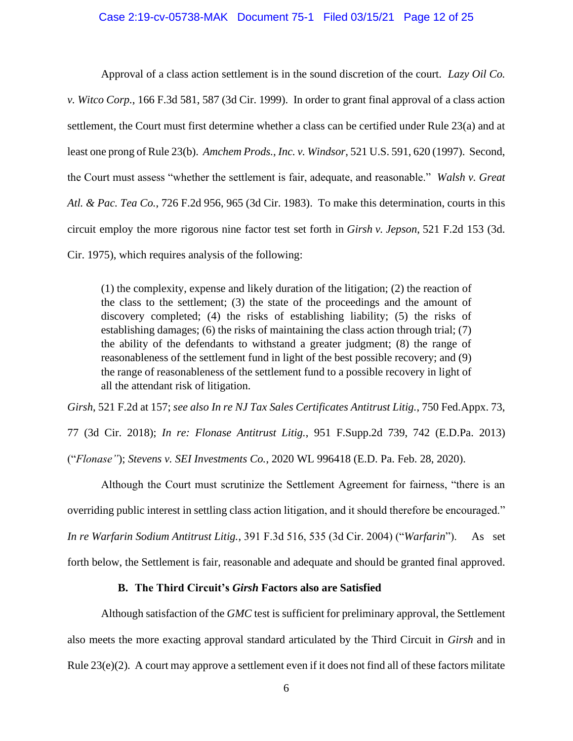Approval of a class action settlement is in the sound discretion of the court. *Lazy Oil Co. v. Witco Corp.*, 166 F.3d 581, 587 (3d Cir. 1999). In order to grant final approval of a class action settlement, the Court must first determine whether a class can be certified under Rule 23(a) and at least one prong of Rule 23(b). *Amchem Prods., Inc. v. Windsor*, 521 U.S. 591, 620 (1997). Second, the Court must assess "whether the settlement is fair, adequate, and reasonable." *Walsh v. Great Atl. & Pac. Tea Co.*, 726 F.2d 956, 965 (3d Cir. 1983). To make this determination, courts in this circuit employ the more rigorous nine factor test set forth in *Girsh v. Jepson*, 521 F.2d 153 (3d. Cir. 1975), which requires analysis of the following:

> (1) the complexity, expense and likely duration of the litigation; (2) the reaction of the class to the settlement; (3) the state of the proceedings and the amount of discovery completed; (4) the risks of establishing liability; (5) the risks of establishing damages; (6) the risks of maintaining the class action through trial; (7) the ability of the defendants to withstand a greater judgment; (8) the range of reasonableness of the settlement fund in light of the best possible recovery; and (9) the range of reasonableness of the settlement fund to a possible recovery in light of all the attendant risk of litigation.

*Girsh*, 521 F.2d at 157; *see also In re NJ Tax Sales Certificates Antitrust Litig.*, 750 Fed.Appx. 73, 77 (3d Cir. 2018); *In re: Flonase Antitrust Litig.*, 951 F.Supp.2d 739, 742 (E.D.Pa. 2013) ("*Flonase*"); *Stevens v. SEI Investments Co.*, 2020 WL 996418 (E.D. Pa. Feb. 28, 2020).

Although the Court must scrutinize the Settlement Agreement for fairness, "there is an overriding public interest in settling class action litigation, and it should therefore be encouraged." *In re Warfarin Sodium Antitrust Litig.*, 391 F.3d 516, 535 (3d Cir. 2004) ("*Warfarin*"). As set forth below, the Settlement is fair, reasonable and adequate and should be granted final approved.

### B. The Third Circuit's *Girsh* Factors also are Satisfied

Although satisfaction of the *GMC* test is sufficient for preliminary approval, the Settlement also meets the more exacting approval standard articulated by the Third Circuit in *Girsh* and in Rule 23(e)(2). A court may approve a settlement even if it does not find all of these factors militate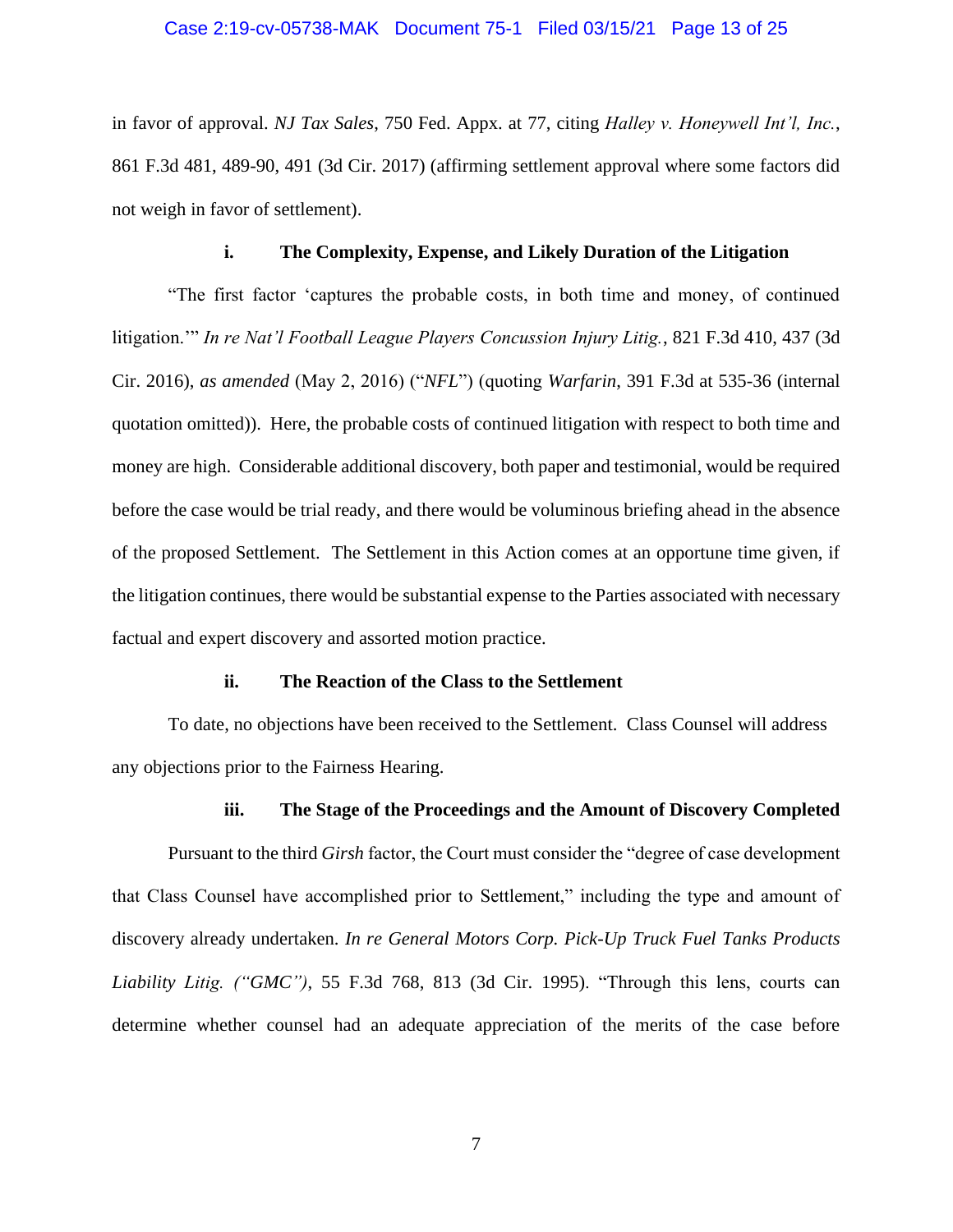in favor of approval. *NJ Tax Sales*, 750 Fed. Appx. at 77, citing *Halley v. Honeywell Int'l, Inc.*, 861 F.3d 481, 489-90, 491 (3d Cir. 2017) (affirming settlement approval where some factors did not weigh in favor of settlement).

#### i. The Complexity, Expense, and Likely Duration of the Litigation

"The first factor 'captures the probable costs, in both time and money, of continued litigation.'" *In re Nat'l Football League Players Concussion Injury Litig.*, 821 F.3d 410, 437 (3d Cir. 2016), *as amended* (May 2, 2016) ("*NFL*") (quoting *Warfarin*, 391 F.3d at 535-36 (internal quotation omitted)). Here, the probable costs of continued litigation with respect to both time and money are high. Considerable additional discovery, both paper and testimonial, would be required before the case would be trial ready, and there would be voluminous briefing ahead in the absence of the proposed Settlement. The Settlement in this Action comes at an opportune time given, if the litigation continues, there would be substantial expense to the Parties associated with necessary factual and expert discovery and assorted motion practice.

#### ii. The Reaction of the Class to the Settlement

To date, no objections have been received to the Settlement. Class Counsel will address any objections prior to the Fairness Hearing.

#### iii. The Stage of the Proceedings and the Amount of Discovery Completed

Pursuant to the third *Girsh* factor, the Court must consider the "degree of case development that Class Counsel have accomplished prior to Settlement," including the type and amount of discovery already undertaken. *In re General Motors Corp. Pick-Up Truck Fuel Tanks Products Liability Litig. ("GMC")*, 55 F.3d 768, 813 (3d Cir. 1995). "Through this lens, courts can determine whether counsel had an adequate appreciation of the merits of the case before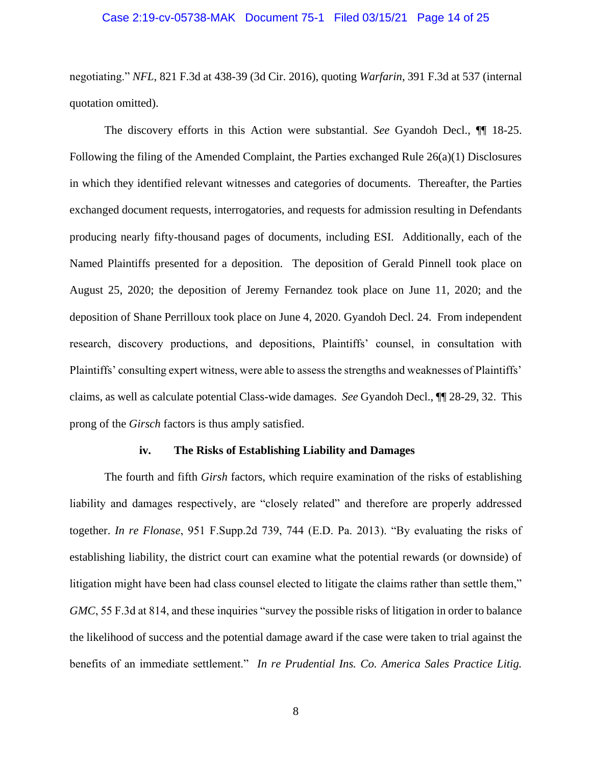negotiating." *NFL*, 821 F.3d at 438-39 (3d Cir. 2016), quoting *Warfarin*, 391 F.3d at 537 (internal quotation omitted).

The discovery efforts in this Action were substantial. *See* Gyandoh Decl., ¶¶ 18-25. Following the filing of the Amended Complaint, the Parties exchanged Rule 26(a)(1) Disclosures in which they identified relevant witnesses and categories of documents. Thereafter, the Parties exchanged document requests, interrogatories, and requests for admission resulting in Defendants producing nearly fifty-thousand pages of documents, including ESI. Additionally, each of the Named Plaintiffs presented for a deposition. The deposition of Gerald Pinnell took place on August 25, 2020; the deposition of Jeremy Fernandez took place on June 11, 2020; and the deposition of Shane Perrilloux took place on June 4, 2020. Gyandoh Decl. 24. From independent research, discovery productions, and depositions, Plaintiffs' counsel, in consultation with Plaintiffs' consulting expert witness, were able to assess the strengths and weaknesses of Plaintiffs' claims, as well as calculate potential Class-wide damages. *See* Gyandoh Decl., ¶¶ 28-29, 32. This prong of the *Girsch* factors is thus amply satisfied.

#### iv. The Risks of Establishing Liability and Damages

The fourth and fifth *Girsh* factors, which require examination of the risks of establishing liability and damages respectively, are "closely related" and therefore are properly addressed together. *In re Flonase*, 951 F.Supp.2d 739, 744 (E.D. Pa. 2013). "By evaluating the risks of establishing liability, the district court can examine what the potential rewards (or downside) of litigation might have been had class counsel elected to litigate the claims rather than settle them," *GMC*, 55 F.3d at 814, and these inquiries "survey the possible risks of litigation in order to balance the likelihood of success and the potential damage award if the case were taken to trial against the benefits of an immediate settlement." *In re Prudential Ins. Co. America Sales Practice Litig.*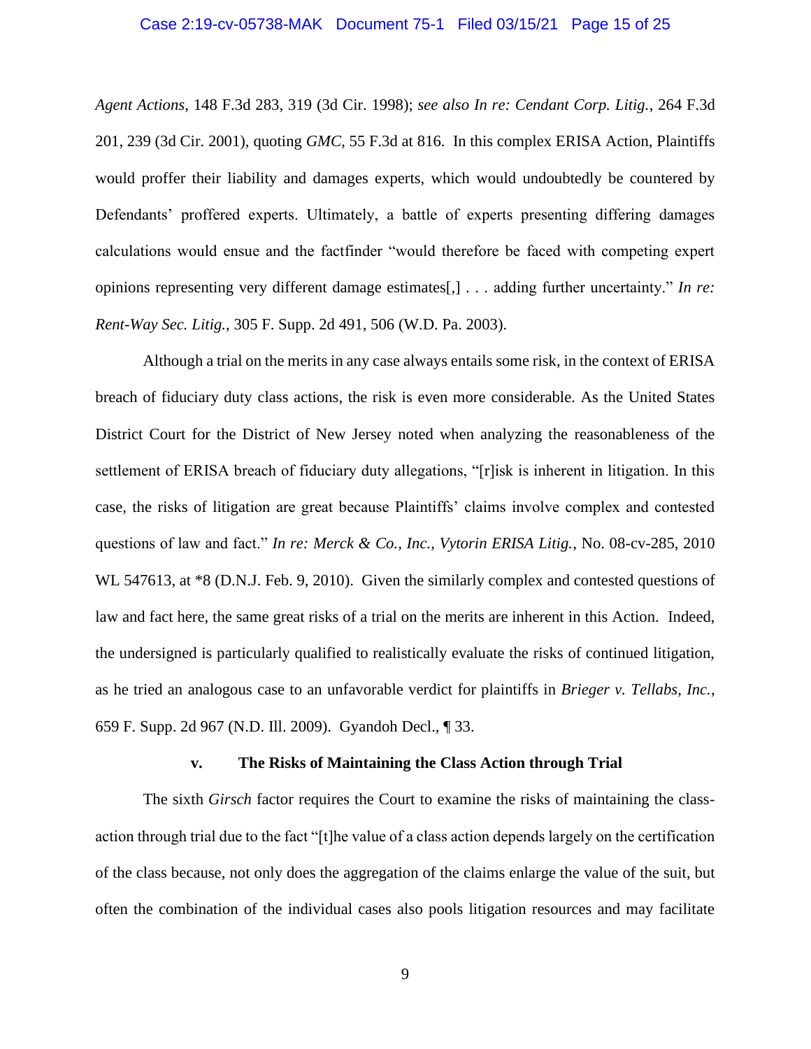*Agent Actions*, 148 F.3d 283, 319 (3d Cir. 1998); *see also In re: Cendant Corp. Litig.*, 264 F.3d 201, 239 (3d Cir. 2001), quoting *GMC*, 55 F.3d at 816. In this complex ERISA Action, Plaintiffs would proffer their liability and damages experts, which would undoubtedly be countered by Defendants' proffered experts. Ultimately, a battle of experts presenting differing damages calculations would ensue and the factfinder "would therefore be faced with competing expert opinions representing very different damage estimates[,] . . . adding further uncertainty." *In re: Rent-Way Sec. Litig.*, 305 F. Supp. 2d 491, 506 (W.D. Pa. 2003).

Although a trial on the merits in any case always entails some risk, in the context of ERISA breach of fiduciary duty class actions, the risk is even more considerable. As the United States District Court for the District of New Jersey noted when analyzing the reasonableness of the settlement of ERISA breach of fiduciary duty allegations, "[r]isk is inherent in litigation. In this case, the risks of litigation are great because Plaintiffs' claims involve complex and contested questions of law and fact." *In re: Merck & Co., Inc., Vytorin ERISA Litig.*, No. 08-cv-285, 2010 WL 547613, at *8 (D.N.J. Feb. 9, 2010). Given the similarly complex and contested questions of law and fact here, the same great risks of a trial on the merits are inherent in this Action. Indeed, the undersigned is particularly qualified to realistically evaluate the risks of continued litigation, as he tried an analogous case to an unfavorable verdict for plaintiffs in *Brieger v. Tellabs, Inc.*, 659 F. Supp. 2d 967 (N.D. Ill. 2009). Gyandoh Decl., ¶ 33.

#### v. The Risks of Maintaining the Class Action through Trial

The sixth *Girsch* factor requires the Court to examine the risks of maintaining the class-action through trial due to the fact "[t]he value of a class action depends largely on the certification of the class because, not only does the aggregation of the claims enlarge the value of the suit, but often the combination of the individual cases also pools litigation resources and may facilitate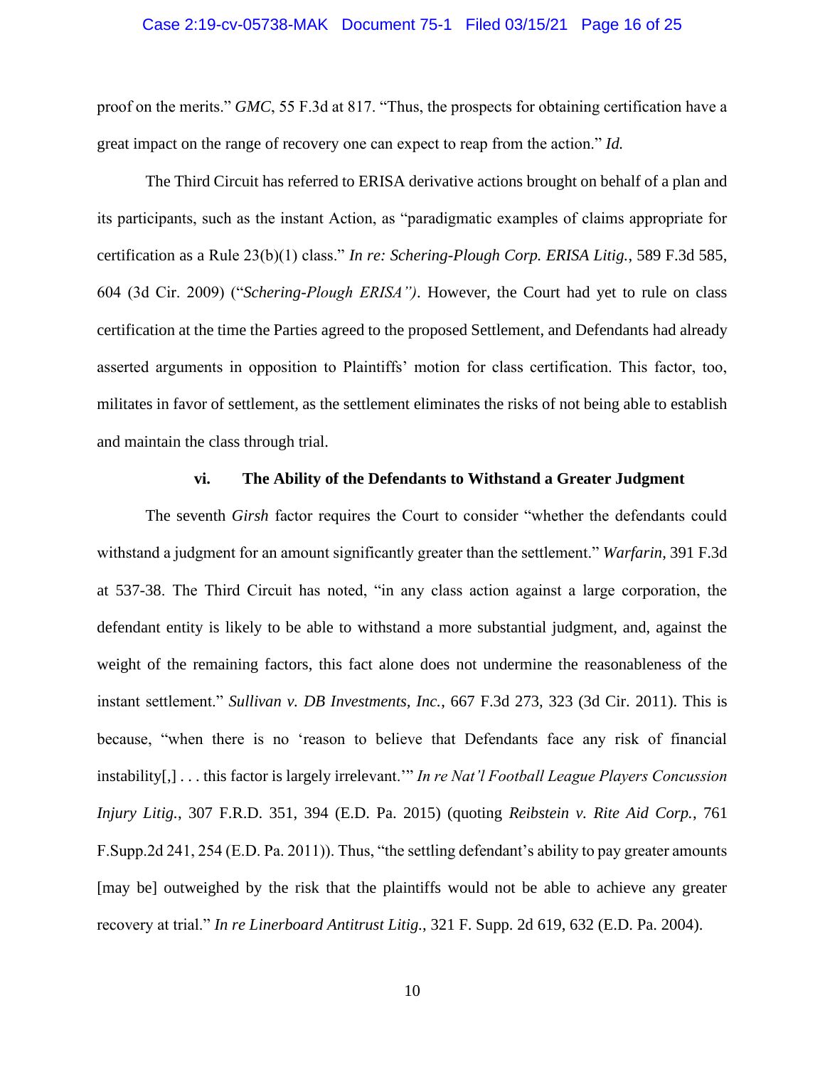proof on the merits." *GMC*, 55 F.3d at 817. "Thus, the prospects for obtaining certification have a great impact on the range of recovery one can expect to reap from the action." *Id.*

The Third Circuit has referred to ERISA derivative actions brought on behalf of a plan and its participants, such as the instant Action, as "paradigmatic examples of claims appropriate for certification as a Rule 23(b)(1) class." *In re: Schering-Plough Corp. ERISA Litig.*, 589 F.3d 585, 604 (3d Cir. 2009) ("*Schering-Plough ERISA")*. However, the Court had yet to rule on class certification at the time the Parties agreed to the proposed Settlement, and Defendants had already asserted arguments in opposition to Plaintiffs' motion for class certification. This factor, too, militates in favor of settlement, as the settlement eliminates the risks of not being able to establish and maintain the class through trial.

### vi. The Ability of the Defendants to Withstand a Greater Judgment

The seventh *Girsh* factor requires the Court to consider "whether the defendants could withstand a judgment for an amount significantly greater than the settlement." *Warfarin*, 391 F.3d at 537-38. The Third Circuit has noted, "in any class action against a large corporation, the defendant entity is likely to be able to withstand a more substantial judgment, and, against the weight of the remaining factors, this fact alone does not undermine the reasonableness of the instant settlement." *Sullivan v. DB Investments, Inc.*, 667 F.3d 273, 323 (3d Cir. 2011). This is because, "when there is no 'reason to believe that Defendants face any risk of financial instability[,] . . . this factor is largely irrelevant.'" *In re Nat'l Football League Players Concussion Injury Litig.*, 307 F.R.D. 351, 394 (E.D. Pa. 2015) (quoting *Reibstein v. Rite Aid Corp.*, 761 F.Supp.2d 241, 254 (E.D. Pa. 2011)). Thus, "the settling defendant's ability to pay greater amounts [may be] outweighed by the risk that the plaintiffs would not be able to achieve any greater recovery at trial." *In re Linerboard Antitrust Litig.*, 321 F. Supp. 2d 619, 632 (E.D. Pa. 2004).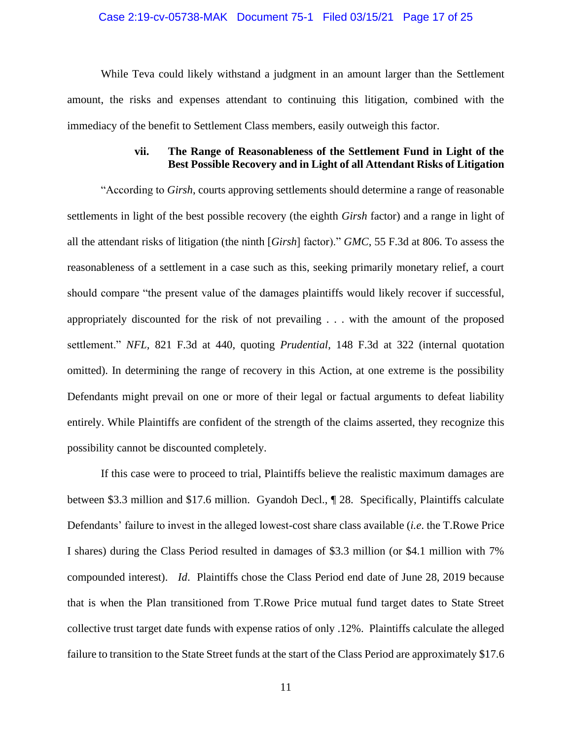While Teva could likely withstand a judgment in an amount larger than the Settlement amount, the risks and expenses attendant to continuing this litigation, combined with the immediacy of the benefit to Settlement Class members, easily outweigh this factor.

### vii. The Range of Reasonableness of the Settlement Fund in Light of the Best Possible Recovery and in Light of all Attendant Risks of Litigation

"According to *Girsh*, courts approving settlements should determine a range of reasonable settlements in light of the best possible recovery (the eighth *Girsh* factor) and a range in light of all the attendant risks of litigation (the ninth [*Girsh*] factor)." *GMC*, 55 F.3d at 806. To assess the reasonableness of a settlement in a case such as this, seeking primarily monetary relief, a court should compare "the present value of the damages plaintiffs would likely recover if successful, appropriately discounted for the risk of not prevailing . . . with the amount of the proposed settlement." *NFL,* 821 F.3d at 440, quoting *Prudential*, 148 F.3d at 322 (internal quotation omitted). In determining the range of recovery in this Action, at one extreme is the possibility Defendants might prevail on one or more of their legal or factual arguments to defeat liability entirely. While Plaintiffs are confident of the strength of the claims asserted, they recognize this possibility cannot be discounted completely.

If this case were to proceed to trial, Plaintiffs believe the realistic maximum damages are between $3.3 million and $17.6 million. Gyandoh Decl., ¶ 28. Specifically, Plaintiffs calculate Defendants' failure to invest in the alleged lowest-cost share class available (*i.e*. the T.Rowe Price I shares) during the Class Period resulted in damages of $3.3 million (or $4.1 million with 7% compounded interest). *Id*. Plaintiffs chose the Class Period end date of June 28, 2019 because that is when the Plan transitioned from T.Rowe Price mutual fund target dates to State Street collective trust target date funds with expense ratios of only .12%. Plaintiffs calculate the alleged failure to transition to the State Street funds at the start of the Class Period are approximately $17.6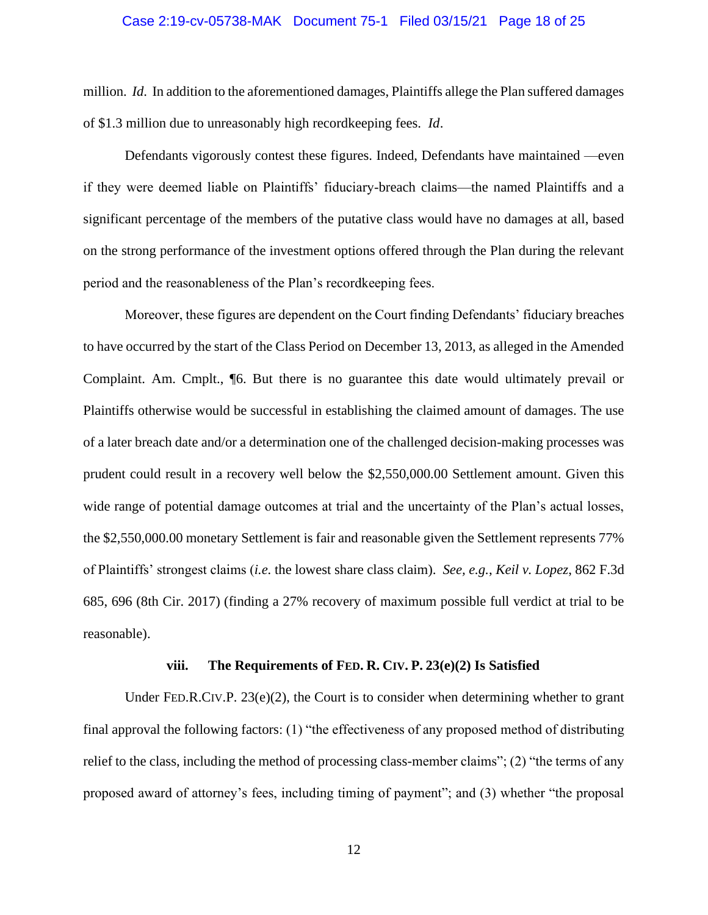million. *Id*. In addition to the aforementioned damages, Plaintiffs allege the Plan suffered damages of $1.3 million due to unreasonably high recordkeeping fees. *Id*.

Defendants vigorously contest these figures. Indeed, Defendants have maintained —even if they were deemed liable on Plaintiffs' fiduciary-breach claims—the named Plaintiffs and a significant percentage of the members of the putative class would have no damages at all, based on the strong performance of the investment options offered through the Plan during the relevant period and the reasonableness of the Plan's recordkeeping fees.

Moreover, these figures are dependent on the Court finding Defendants' fiduciary breaches to have occurred by the start of the Class Period on December 13, 2013, as alleged in the Amended Complaint. Am. Cmplt., ¶6. But there is no guarantee this date would ultimately prevail or Plaintiffs otherwise would be successful in establishing the claimed amount of damages. The use of a later breach date and/or a determination one of the challenged decision-making processes was prudent could result in a recovery well below the $2,550,000.00 Settlement amount. Given this wide range of potential damage outcomes at trial and the uncertainty of the Plan's actual losses, the $2,550,000.00 monetary Settlement is fair and reasonable given the Settlement represents 77% of Plaintiffs' strongest claims (*i.e.* the lowest share class claim). *See, e.g.*, *Keil v. Lopez*, 862 F.3d 685, 696 (8th Cir. 2017) (finding a 27% recovery of maximum possible full verdict at trial to be reasonable).

#### viii. The Requirements of FED. R. CIV. P. 23(e)(2) Is Satisfied

Under FED.R.CIV.P. 23(e)(2), the Court is to consider when determining whether to grant final approval the following factors: (1) "the effectiveness of any proposed method of distributing relief to the class, including the method of processing class-member claims"; (2) "the terms of any proposed award of attorney's fees, including timing of payment"; and (3) whether "the proposal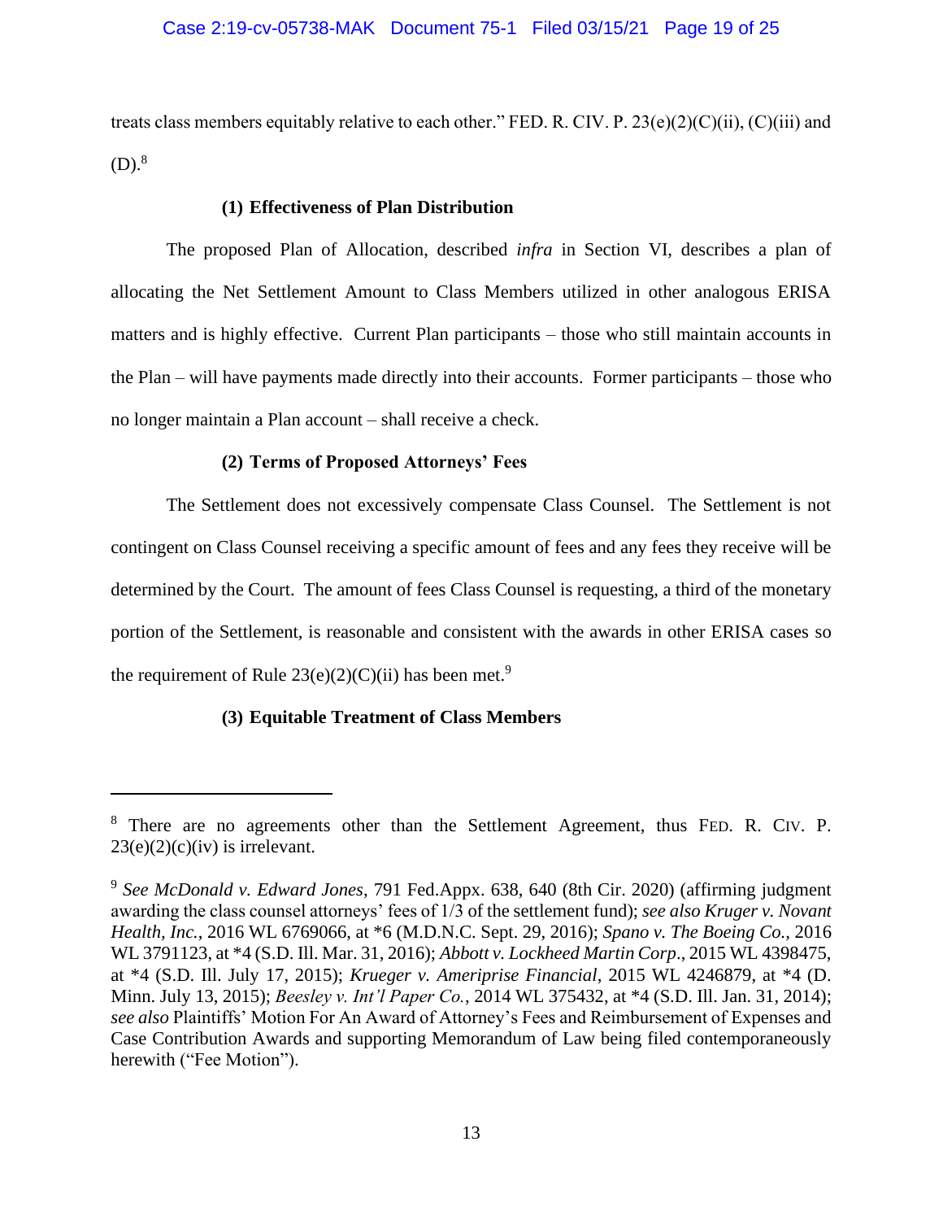treats class members equitably relative to each other." FED. R. CIV. P. 23(e)(2)(C)(ii), (C)(iii) and (D).[8]

#### (1) Effectiveness of Plan Distribution

The proposed Plan of Allocation, described *infra* in Section VI, describes a plan of allocating the Net Settlement Amount to Class Members utilized in other analogous ERISA matters and is highly effective. Current Plan participants – those who still maintain accounts in the Plan – will have payments made directly into their accounts. Former participants – those who no longer maintain a Plan account – shall receive a check.

#### (2) Terms of Proposed Attorneys' Fees

The Settlement does not excessively compensate Class Counsel. The Settlement is not contingent on Class Counsel receiving a specific amount of fees and any fees they receive will be determined by the Court. The amount of fees Class Counsel is requesting, a third of the monetary portion of the Settlement, is reasonable and consistent with the awards in other ERISA cases so the requirement of Rule 23(e)(2)(C)(ii) has been met.[9]

#### (3) Equitable Treatment of Class Members

---

[8] There are no agreements other than the Settlement Agreement, thus FED. R. CIV. P. 23(e)(2)(c)(iv) is irrelevant.

[9] *See McDonald v. Edward Jones*, 791 Fed.Appx. 638, 640 (8th Cir. 2020) (affirming judgment awarding the class counsel attorneys' fees of 1/3 of the settlement fund); *see also Kruger v. Novant Health, Inc.*, 2016 WL 6769066, at *6 (M.D.N.C. Sept. 29, 2016); *Spano v. The Boeing Co.*, 2016 WL 3791123, at *4 (S.D. Ill. Mar. 31, 2016); *Abbott v. Lockheed Martin Corp*., 2015 WL 4398475, at *4 (S.D. Ill. July 17, 2015); *Krueger v. Ameriprise Financial*, 2015 WL 4246879, at *4 (D. Minn. July 13, 2015); *Beesley v. Int'l Paper Co.*, 2014 WL 375432, at *4 (S.D. Ill. Jan. 31, 2014); *see also* Plaintiffs' Motion For An Award of Attorney's Fees and Reimbursement of Expenses and Case Contribution Awards and supporting Memorandum of Law being filed contemporaneously herewith ("Fee Motion").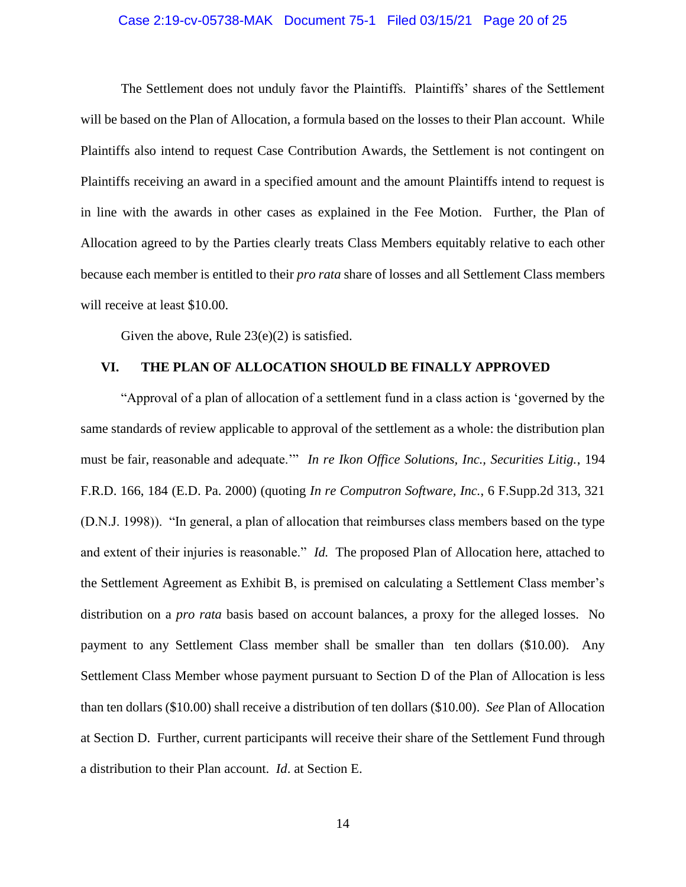The Settlement does not unduly favor the Plaintiffs. Plaintiffs' shares of the Settlement will be based on the Plan of Allocation, a formula based on the losses to their Plan account. While Plaintiffs also intend to request Case Contribution Awards, the Settlement is not contingent on Plaintiffs receiving an award in a specified amount and the amount Plaintiffs intend to request is in line with the awards in other cases as explained in the Fee Motion. Further, the Plan of Allocation agreed to by the Parties clearly treats Class Members equitably relative to each other because each member is entitled to their *pro rata* share of losses and all Settlement Class members will receive at least $10.00.

Given the above, Rule 23(e)(2) is satisfied.

## VI. THE PLAN OF ALLOCATION SHOULD BE FINALLY APPROVED

"Approval of a plan of allocation of a settlement fund in a class action is 'governed by the same standards of review applicable to approval of the settlement as a whole: the distribution plan must be fair, reasonable and adequate.'" *In re Ikon Office Solutions, Inc., Securities Litig.*, 194 F.R.D. 166, 184 (E.D. Pa. 2000) (quoting *In re Computron Software, Inc.*, 6 F.Supp.2d 313, 321 (D.N.J. 1998)). "In general, a plan of allocation that reimburses class members based on the type and extent of their injuries is reasonable." *Id.* The proposed Plan of Allocation here, attached to the Settlement Agreement as Exhibit B, is premised on calculating a Settlement Class member's distribution on a *pro rata* basis based on account balances, a proxy for the alleged losses. No payment to any Settlement Class member shall be smaller than ten dollars ($10.00). Any Settlement Class Member whose payment pursuant to Section D of the Plan of Allocation is less than ten dollars ($10.00) shall receive a distribution of ten dollars ($10.00). *See* Plan of Allocation at Section D. Further, current participants will receive their share of the Settlement Fund through a distribution to their Plan account. *Id*. at Section E.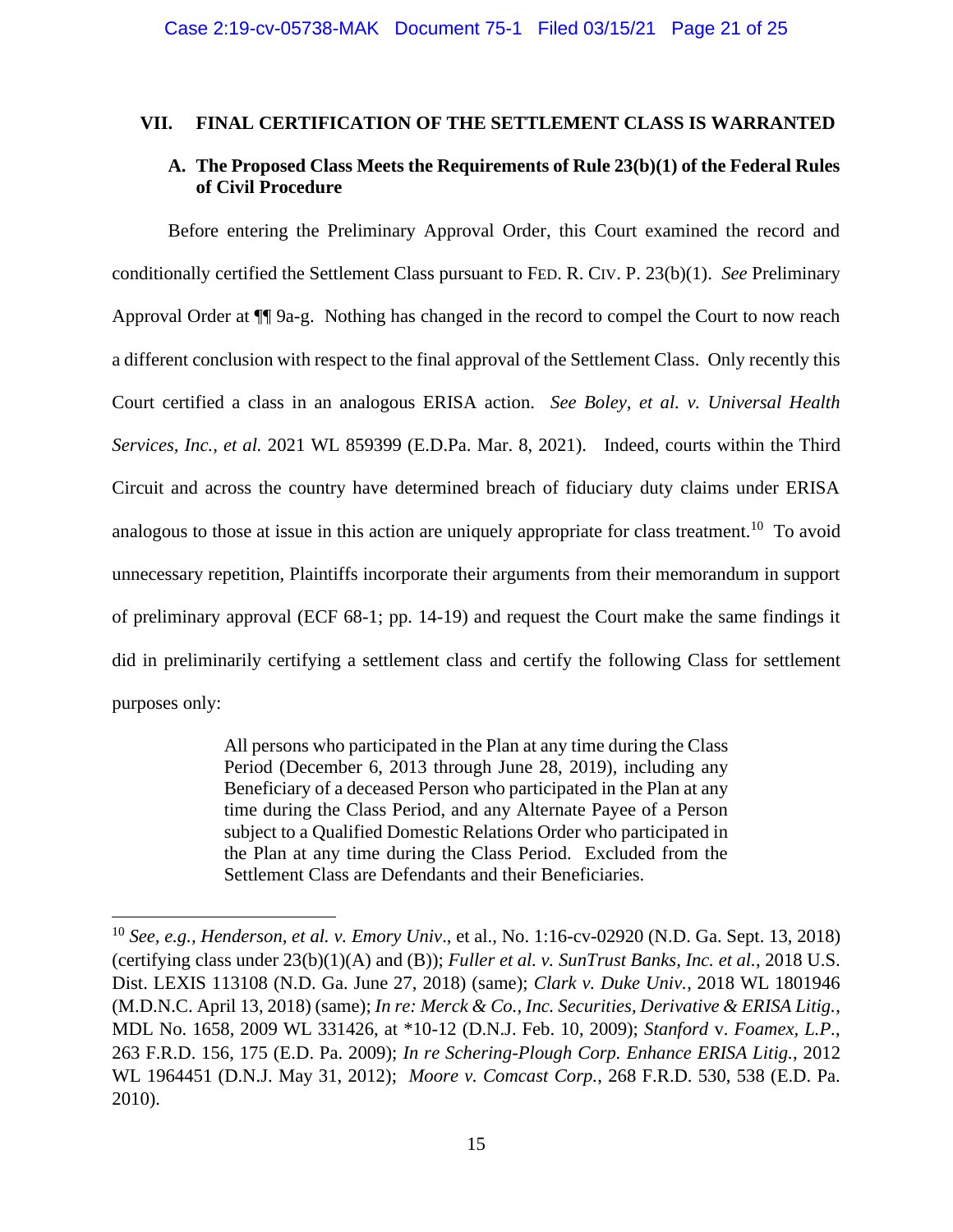## VII. FINAL CERTIFICATION OF THE SETTLEMENT CLASS IS WARRANTED

### A. The Proposed Class Meets the Requirements of Rule 23(b)(1) of the Federal Rules of Civil Procedure

Before entering the Preliminary Approval Order, this Court examined the record and conditionally certified the Settlement Class pursuant to FED. R. CIV. P. 23(b)(1). *See* Preliminary Approval Order at ¶¶ 9a-g. Nothing has changed in the record to compel the Court to now reach a different conclusion with respect to the final approval of the Settlement Class. Only recently this Court certified a class in an analogous ERISA action. *See Boley, et al. v. Universal Health Services, Inc., et al.* 2021 WL 859399 (E.D.Pa. Mar. 8, 2021). Indeed, courts within the Third Circuit and across the country have determined breach of fiduciary duty claims under ERISA analogous to those at issue in this action are uniquely appropriate for class treatment.[10] To avoid unnecessary repetition, Plaintiffs incorporate their arguments from their memorandum in support of preliminary approval (ECF 68-1; pp. 14-19) and request the Court make the same findings it did in preliminarily certifying a settlement class and certify the following Class for settlement purposes only:

> All persons who participated in the Plan at any time during the Class Period (December 6, 2013 through June 28, 2019), including any Beneficiary of a deceased Person who participated in the Plan at any time during the Class Period, and any Alternate Payee of a Person subject to a Qualified Domestic Relations Order who participated in the Plan at any time during the Class Period. Excluded from the Settlement Class are Defendants and their Beneficiaries.

---

[10] *See, e.g.*, *Henderson, et al. v. Emory Univ*., et al., No. 1:16-cv-02920 (N.D. Ga. Sept. 13, 2018) (certifying class under 23(b)(1)(A) and (B)); *Fuller et al. v. SunTrust Banks, Inc. et al.*, 2018 U.S. Dist. LEXIS 113108 (N.D. Ga. June 27, 2018) (same); *Clark v. Duke Univ.*, 2018 WL 1801946 (M.D.N.C. April 13, 2018) (same); *In re: Merck & Co., Inc. Securities, Derivative & ERISA Litig.*, MDL No. 1658, 2009 WL 331426, at *10-12 (D.N.J. Feb. 10, 2009); *Stanford* v. *Foamex, L.P.*, 263 F.R.D. 156, 175 (E.D. Pa. 2009); *In re Schering-Plough Corp. Enhance ERISA Litig.*, 2012 WL 1964451 (D.N.J. May 31, 2012); *Moore v. Comcast Corp.*, 268 F.R.D. 530, 538 (E.D. Pa. 2010).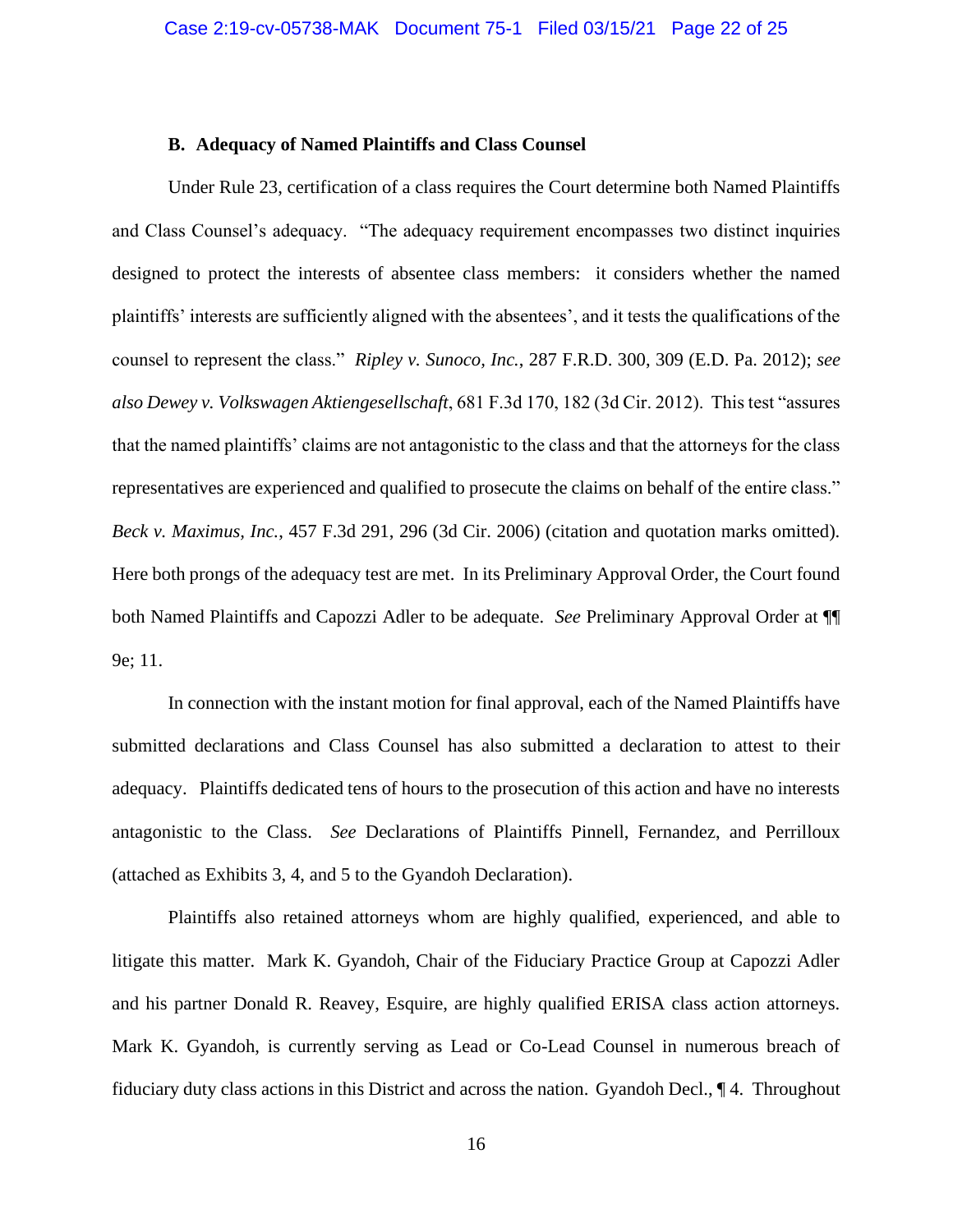### B. Adequacy of Named Plaintiffs and Class Counsel

Under Rule 23, certification of a class requires the Court determine both Named Plaintiffs and Class Counsel's adequacy. "The adequacy requirement encompasses two distinct inquiries designed to protect the interests of absentee class members: it considers whether the named plaintiffs' interests are sufficiently aligned with the absentees', and it tests the qualifications of the counsel to represent the class." *Ripley v. Sunoco, Inc.*, 287 F.R.D. 300, 309 (E.D. Pa. 2012); *see also Dewey v. Volkswagen Aktiengesellschaft*, 681 F.3d 170, 182 (3d Cir. 2012). This test "assures that the named plaintiffs' claims are not antagonistic to the class and that the attorneys for the class representatives are experienced and qualified to prosecute the claims on behalf of the entire class." *Beck v. Maximus, Inc.*, 457 F.3d 291, 296 (3d Cir. 2006) (citation and quotation marks omitted). Here both prongs of the adequacy test are met. In its Preliminary Approval Order, the Court found both Named Plaintiffs and Capozzi Adler to be adequate. *See* Preliminary Approval Order at ¶¶ 9e; 11.

In connection with the instant motion for final approval, each of the Named Plaintiffs have submitted declarations and Class Counsel has also submitted a declaration to attest to their adequacy. Plaintiffs dedicated tens of hours to the prosecution of this action and have no interests antagonistic to the Class. *See* Declarations of Plaintiffs Pinnell, Fernandez, and Perrilloux (attached as Exhibits 3, 4, and 5 to the Gyandoh Declaration).

Plaintiffs also retained attorneys whom are highly qualified, experienced, and able to litigate this matter. Mark K. Gyandoh, Chair of the Fiduciary Practice Group at Capozzi Adler and his partner Donald R. Reavey, Esquire, are highly qualified ERISA class action attorneys. Mark K. Gyandoh, is currently serving as Lead or Co-Lead Counsel in numerous breach of fiduciary duty class actions in this District and across the nation. Gyandoh Decl., ¶ 4. Throughout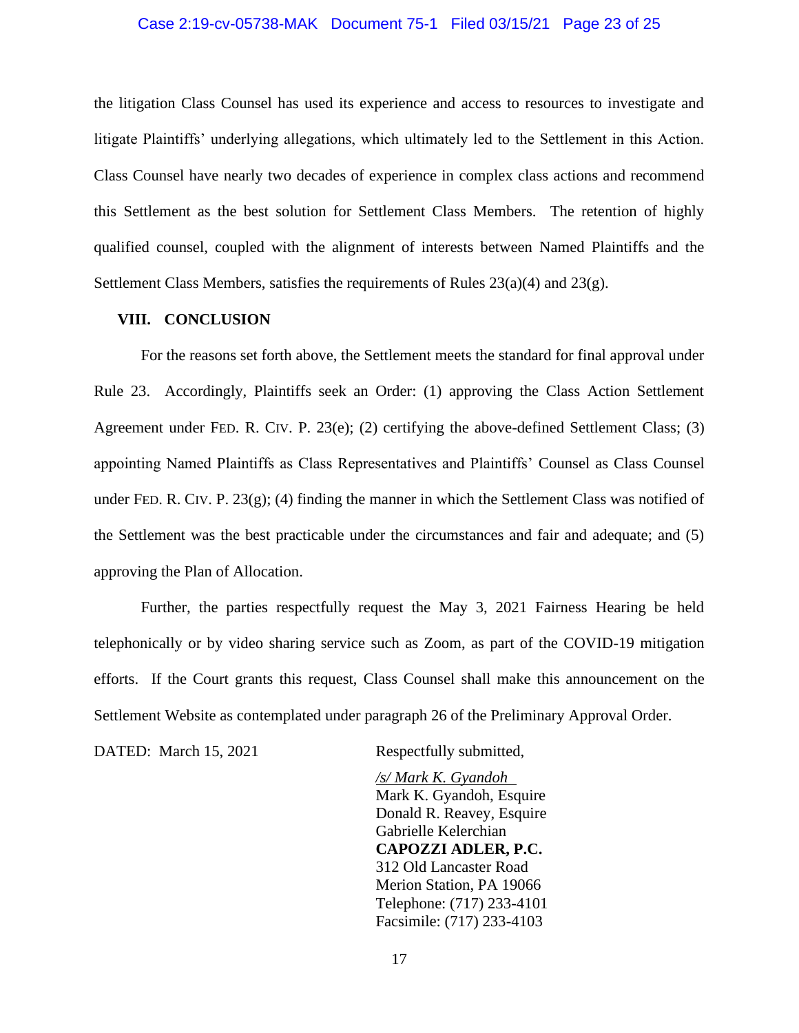the litigation Class Counsel has used its experience and access to resources to investigate and litigate Plaintiffs' underlying allegations, which ultimately led to the Settlement in this Action. Class Counsel have nearly two decades of experience in complex class actions and recommend this Settlement as the best solution for Settlement Class Members. The retention of highly qualified counsel, coupled with the alignment of interests between Named Plaintiffs and the Settlement Class Members, satisfies the requirements of Rules 23(a)(4) and 23(g).

## VIII. CONCLUSION

For the reasons set forth above, the Settlement meets the standard for final approval under Rule 23. Accordingly, Plaintiffs seek an Order: (1) approving the Class Action Settlement Agreement under FED. R. CIV. P. 23(e); (2) certifying the above-defined Settlement Class; (3) appointing Named Plaintiffs as Class Representatives and Plaintiffs' Counsel as Class Counsel under FED. R. CIV. P. 23(g); (4) finding the manner in which the Settlement Class was notified of the Settlement was the best practicable under the circumstances and fair and adequate; and (5) approving the Plan of Allocation.

Further, the parties respectfully request the May 3, 2021 Fairness Hearing be held telephonically or by video sharing service such as Zoom, as part of the COVID-19 mitigation efforts. If the Court grants this request, Class Counsel shall make this announcement on the Settlement Website as contemplated under paragraph 26 of the Preliminary Approval Order.

DATED: March 15, 2021

Respectfully submitted,

*/s/ Mark K. Gyandoh*
Mark K. Gyandoh, Esquire
Donald R. Reavey, Esquire
Gabrielle Kelerchian
**CAPOZZI ADLER, P.C.**
312 Old Lancaster Road
Merion Station, PA 19066
Telephone: (717) 233-4101
Facsimile: (717) 233-4103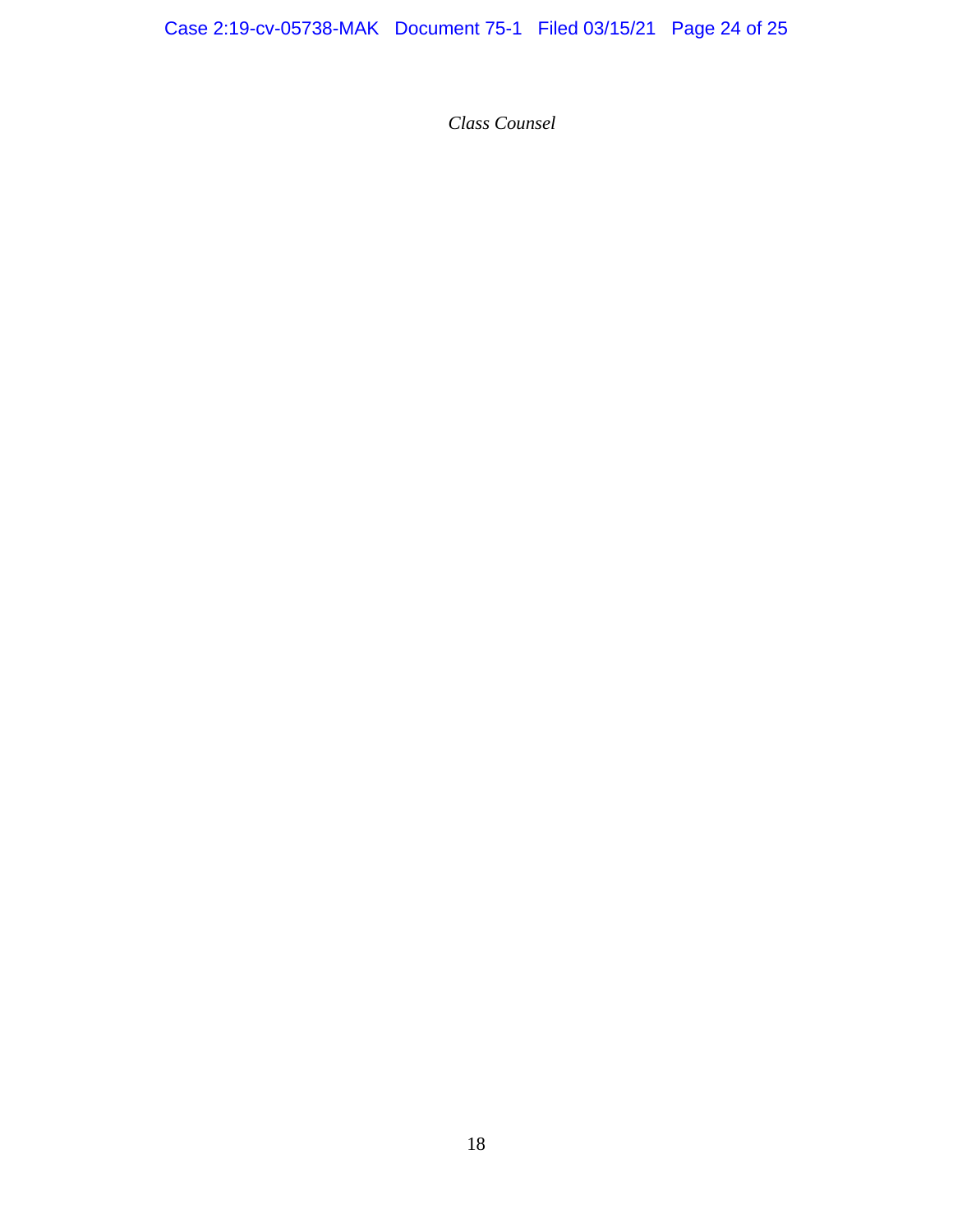*Class Counsel*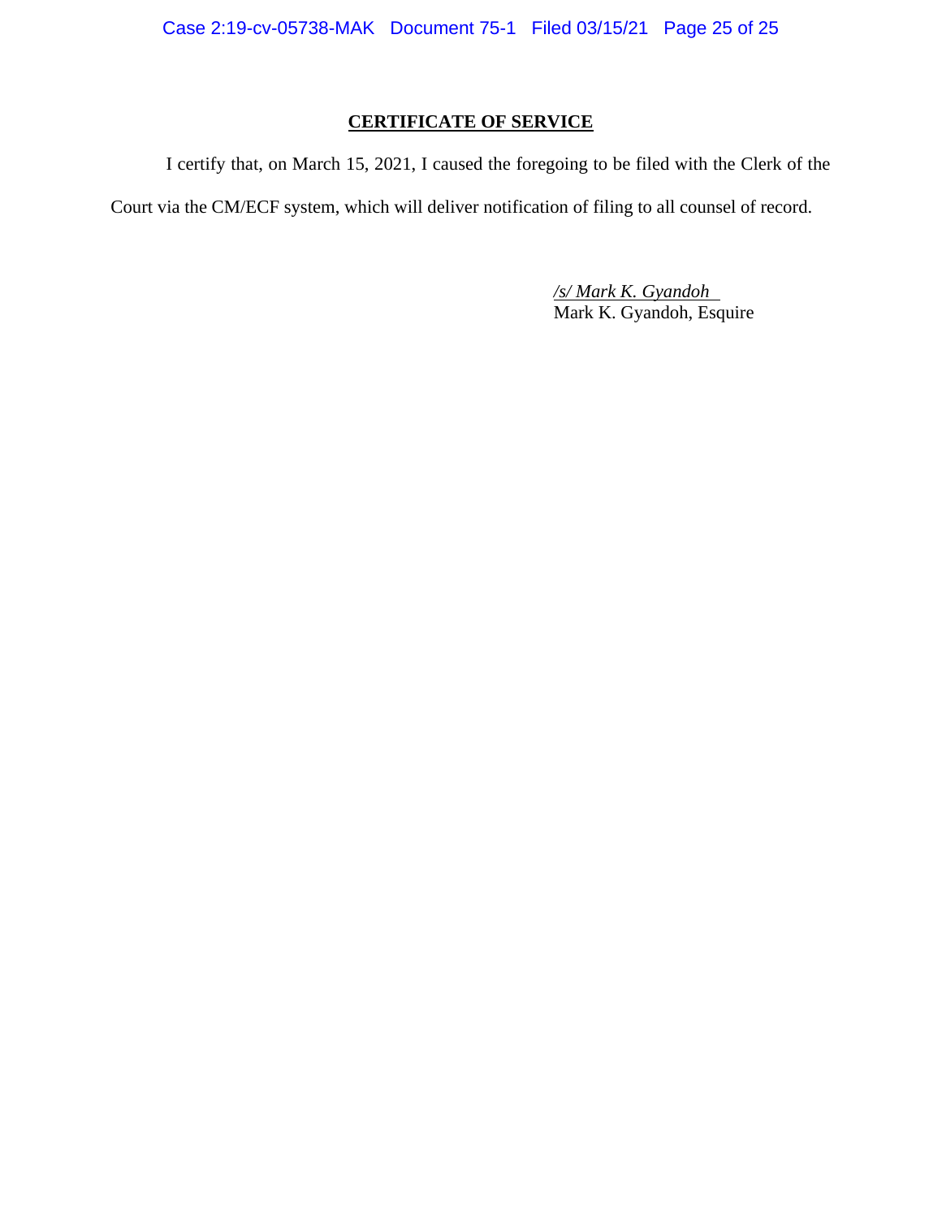## CERTIFICATE OF SERVICE

I certify that, on March 15, 2021, I caused the foregoing to be filed with the Clerk of the Court via the CM/ECF system, which will deliver notification of filing to all counsel of record.

*/s/ Mark K. Gyandoh*
Mark K. Gyandoh, Esquire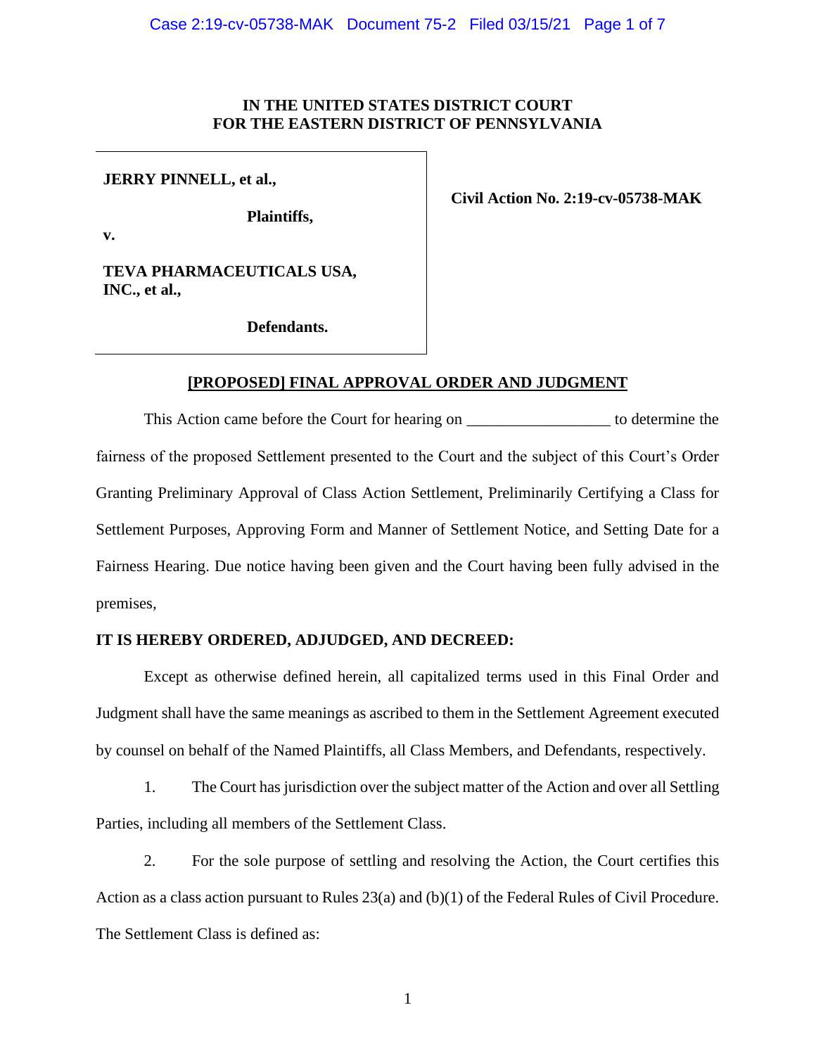IN THE UNITED STATES DISTRICT COURT
FOR THE EASTERN DISTRICT OF PENNSYLVANIA

| | |
|---|---|
| **JERRY PINNELL, et al.,**<br><br>**Plaintiffs,**<br><br>**v.**<br><br>**TEVA PHARMACEUTICALS USA, INC., et al.,**<br><br>**Defendants.** | **Civil Action No. 2:19-cv-05738-MAK** |

## [PROPOSED] FINAL APPROVAL ORDER AND JUDGMENT

This Action came before the Court for hearing on __________________ to determine the fairness of the proposed Settlement presented to the Court and the subject of this Court's Order Granting Preliminary Approval of Class Action Settlement, Preliminarily Certifying a Class for Settlement Purposes, Approving Form and Manner of Settlement Notice, and Setting Date for a Fairness Hearing. Due notice having been given and the Court having been fully advised in the premises,

**IT IS HEREBY ORDERED, ADJUDGED, AND DECREED:**

Except as otherwise defined herein, all capitalized terms used in this Final Order and Judgment shall have the same meanings as ascribed to them in the Settlement Agreement executed by counsel on behalf of the Named Plaintiffs, all Class Members, and Defendants, respectively.

1. The Court has jurisdiction over the subject matter of the Action and over all Settling Parties, including all members of the Settlement Class.

2. For the sole purpose of settling and resolving the Action, the Court certifies this Action as a class action pursuant to Rules 23(a) and (b)(1) of the Federal Rules of Civil Procedure. The Settlement Class is defined as: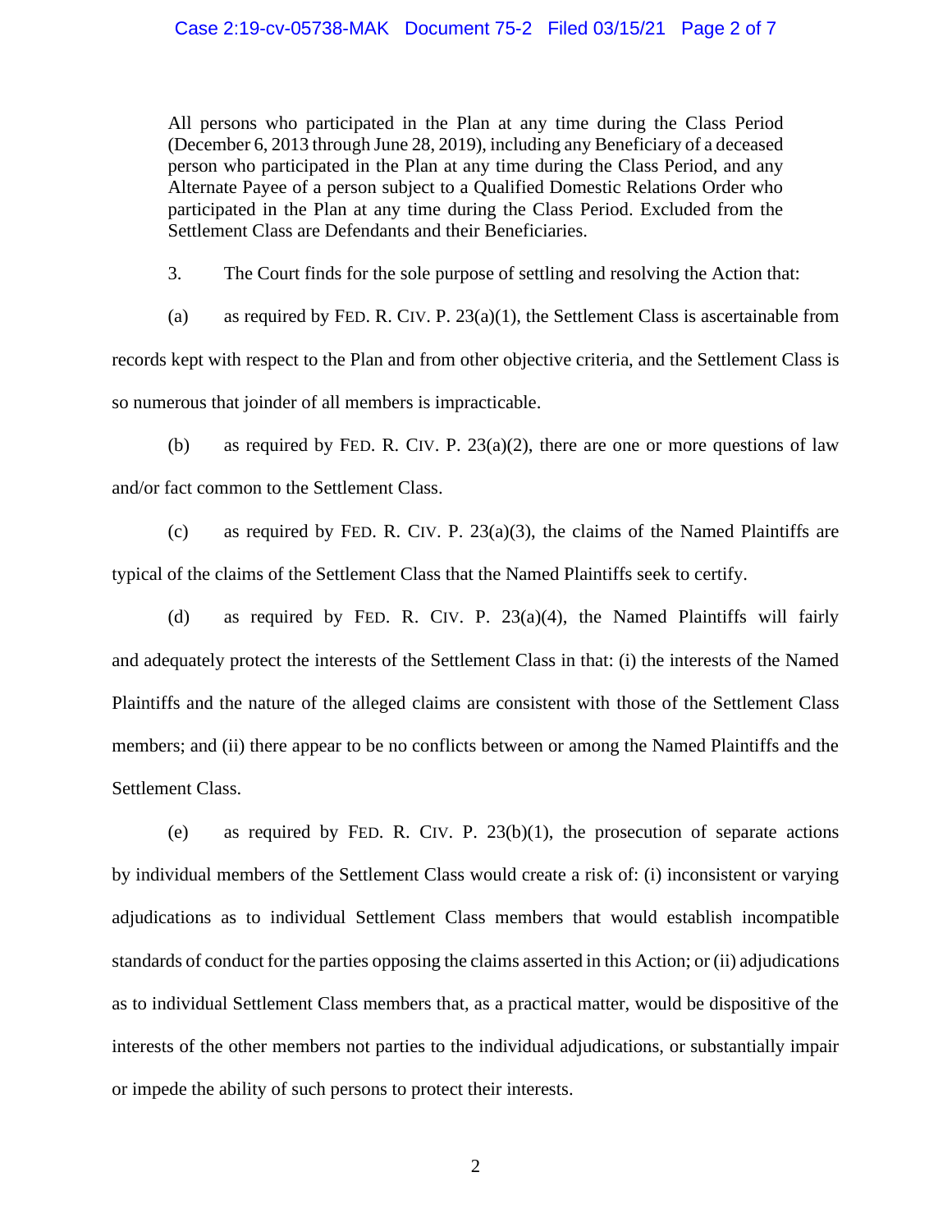All persons who participated in the Plan at any time during the Class Period (December 6, 2013 through June 28, 2019), including any Beneficiary of a deceased person who participated in the Plan at any time during the Class Period, and any Alternate Payee of a person subject to a Qualified Domestic Relations Order who participated in the Plan at any time during the Class Period. Excluded from the Settlement Class are Defendants and their Beneficiaries.

3. The Court finds for the sole purpose of settling and resolving the Action that:

(a) as required by FED. R. CIV. P. 23(a)(1), the Settlement Class is ascertainable from records kept with respect to the Plan and from other objective criteria, and the Settlement Class is so numerous that joinder of all members is impracticable.

(b) as required by FED. R. CIV. P. 23(a)(2), there are one or more questions of law and/or fact common to the Settlement Class.

(c) as required by FED. R. CIV. P. 23(a)(3), the claims of the Named Plaintiffs are typical of the claims of the Settlement Class that the Named Plaintiffs seek to certify.

(d) as required by FED. R. CIV. P. 23(a)(4), the Named Plaintiffs will fairly and adequately protect the interests of the Settlement Class in that: (i) the interests of the Named Plaintiffs and the nature of the alleged claims are consistent with those of the Settlement Class members; and (ii) there appear to be no conflicts between or among the Named Plaintiffs and the Settlement Class.

(e) as required by FED. R. CIV. P. 23(b)(1), the prosecution of separate actions by individual members of the Settlement Class would create a risk of: (i) inconsistent or varying adjudications as to individual Settlement Class members that would establish incompatible standards of conduct for the parties opposing the claims asserted in this Action; or (ii) adjudications as to individual Settlement Class members that, as a practical matter, would be dispositive of the interests of the other members not parties to the individual adjudications, or substantially impair or impede the ability of such persons to protect their interests.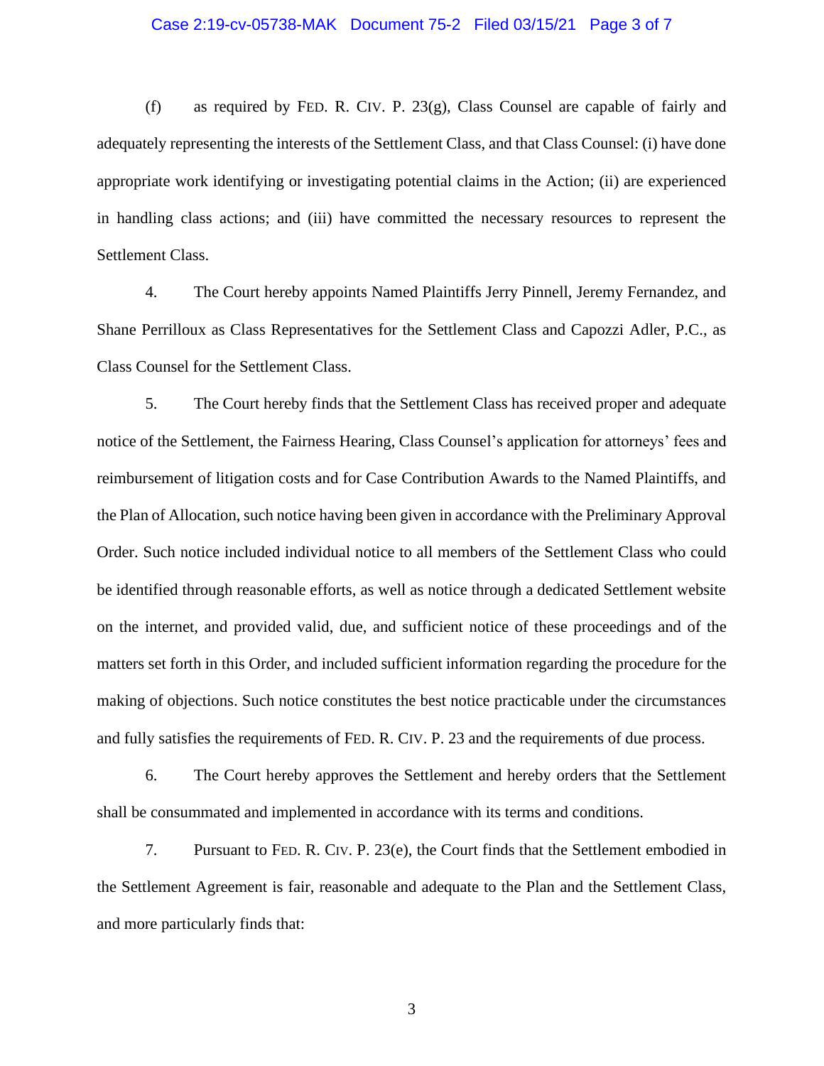(f) as required by FED. R. CIV. P. 23(g), Class Counsel are capable of fairly and adequately representing the interests of the Settlement Class, and that Class Counsel: (i) have done appropriate work identifying or investigating potential claims in the Action; (ii) are experienced in handling class actions; and (iii) have committed the necessary resources to represent the Settlement Class.

4. The Court hereby appoints Named Plaintiffs Jerry Pinnell, Jeremy Fernandez, and Shane Perrilloux as Class Representatives for the Settlement Class and Capozzi Adler, P.C., as Class Counsel for the Settlement Class.

5. The Court hereby finds that the Settlement Class has received proper and adequate notice of the Settlement, the Fairness Hearing, Class Counsel's application for attorneys' fees and reimbursement of litigation costs and for Case Contribution Awards to the Named Plaintiffs, and the Plan of Allocation, such notice having been given in accordance with the Preliminary Approval Order. Such notice included individual notice to all members of the Settlement Class who could be identified through reasonable efforts, as well as notice through a dedicated Settlement website on the internet, and provided valid, due, and sufficient notice of these proceedings and of the matters set forth in this Order, and included sufficient information regarding the procedure for the making of objections. Such notice constitutes the best notice practicable under the circumstances and fully satisfies the requirements of FED. R. CIV. P. 23 and the requirements of due process.

6. The Court hereby approves the Settlement and hereby orders that the Settlement shall be consummated and implemented in accordance with its terms and conditions.

7. Pursuant to FED. R. CIV. P. 23(e), the Court finds that the Settlement embodied in the Settlement Agreement is fair, reasonable and adequate to the Plan and the Settlement Class, and more particularly finds that: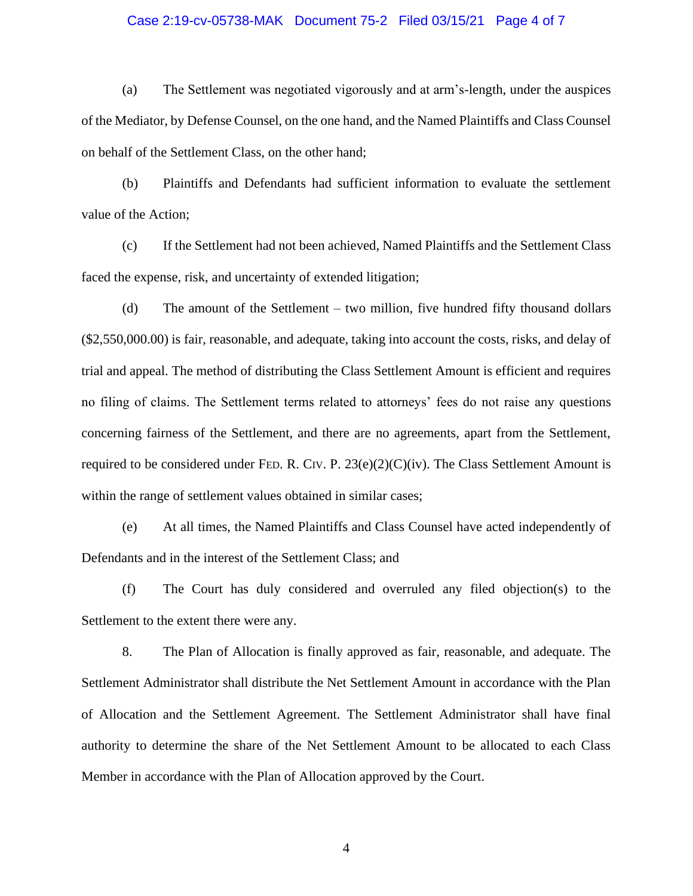(a) The Settlement was negotiated vigorously and at arm's-length, under the auspices of the Mediator, by Defense Counsel, on the one hand, and the Named Plaintiffs and Class Counsel on behalf of the Settlement Class, on the other hand;

(b) Plaintiffs and Defendants had sufficient information to evaluate the settlement value of the Action;

(c) If the Settlement had not been achieved, Named Plaintiffs and the Settlement Class faced the expense, risk, and uncertainty of extended litigation;

(d) The amount of the Settlement – two million, five hundred fifty thousand dollars ($2,550,000.00) is fair, reasonable, and adequate, taking into account the costs, risks, and delay of trial and appeal. The method of distributing the Class Settlement Amount is efficient and requires no filing of claims. The Settlement terms related to attorneys' fees do not raise any questions concerning fairness of the Settlement, and there are no agreements, apart from the Settlement, required to be considered under FED. R. CIV. P. 23(e)(2)(C)(iv). The Class Settlement Amount is within the range of settlement values obtained in similar cases;

(e) At all times, the Named Plaintiffs and Class Counsel have acted independently of Defendants and in the interest of the Settlement Class; and

(f) The Court has duly considered and overruled any filed objection(s) to the Settlement to the extent there were any.

8. The Plan of Allocation is finally approved as fair, reasonable, and adequate. The Settlement Administrator shall distribute the Net Settlement Amount in accordance with the Plan of Allocation and the Settlement Agreement. The Settlement Administrator shall have final authority to determine the share of the Net Settlement Amount to be allocated to each Class Member in accordance with the Plan of Allocation approved by the Court.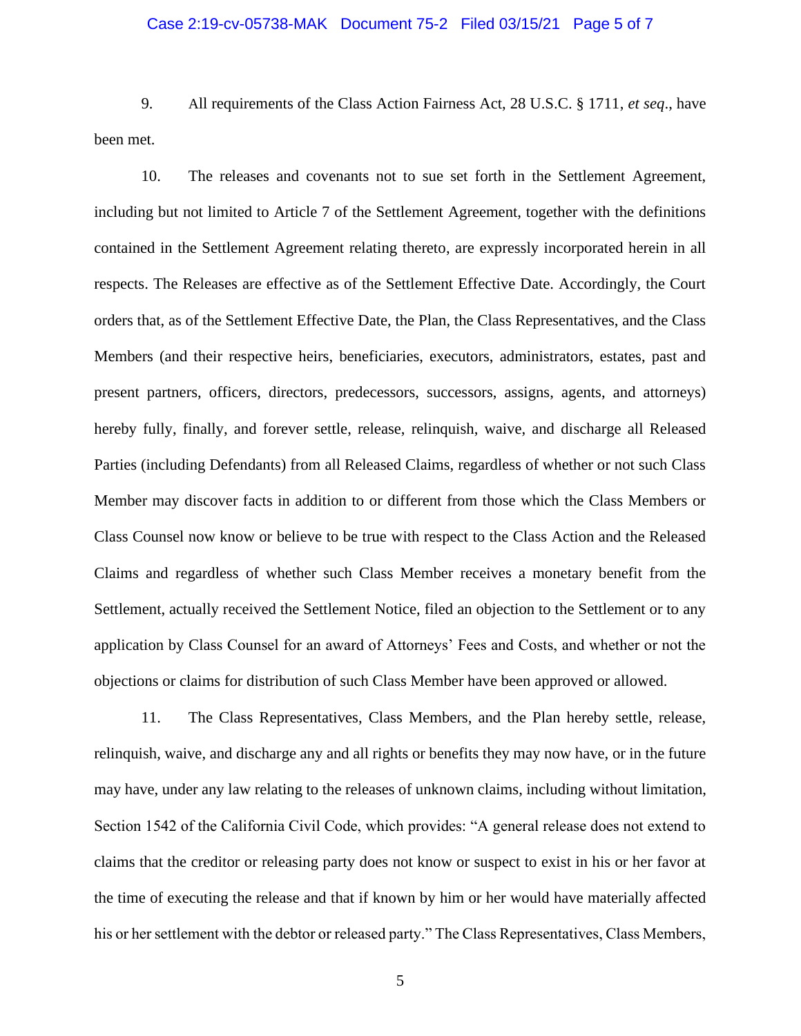9. All requirements of the Class Action Fairness Act, 28 U.S.C. § 1711, *et seq*., have been met.

10. The releases and covenants not to sue set forth in the Settlement Agreement, including but not limited to Article 7 of the Settlement Agreement, together with the definitions contained in the Settlement Agreement relating thereto, are expressly incorporated herein in all respects. The Releases are effective as of the Settlement Effective Date. Accordingly, the Court orders that, as of the Settlement Effective Date, the Plan, the Class Representatives, and the Class Members (and their respective heirs, beneficiaries, executors, administrators, estates, past and present partners, officers, directors, predecessors, successors, assigns, agents, and attorneys) hereby fully, finally, and forever settle, release, relinquish, waive, and discharge all Released Parties (including Defendants) from all Released Claims, regardless of whether or not such Class Member may discover facts in addition to or different from those which the Class Members or Class Counsel now know or believe to be true with respect to the Class Action and the Released Claims and regardless of whether such Class Member receives a monetary benefit from the Settlement, actually received the Settlement Notice, filed an objection to the Settlement or to any application by Class Counsel for an award of Attorneys' Fees and Costs, and whether or not the objections or claims for distribution of such Class Member have been approved or allowed.

11. The Class Representatives, Class Members, and the Plan hereby settle, release, relinquish, waive, and discharge any and all rights or benefits they may now have, or in the future may have, under any law relating to the releases of unknown claims, including without limitation, Section 1542 of the California Civil Code, which provides: "A general release does not extend to claims that the creditor or releasing party does not know or suspect to exist in his or her favor at the time of executing the release and that if known by him or her would have materially affected his or her settlement with the debtor or released party." The Class Representatives, Class Members,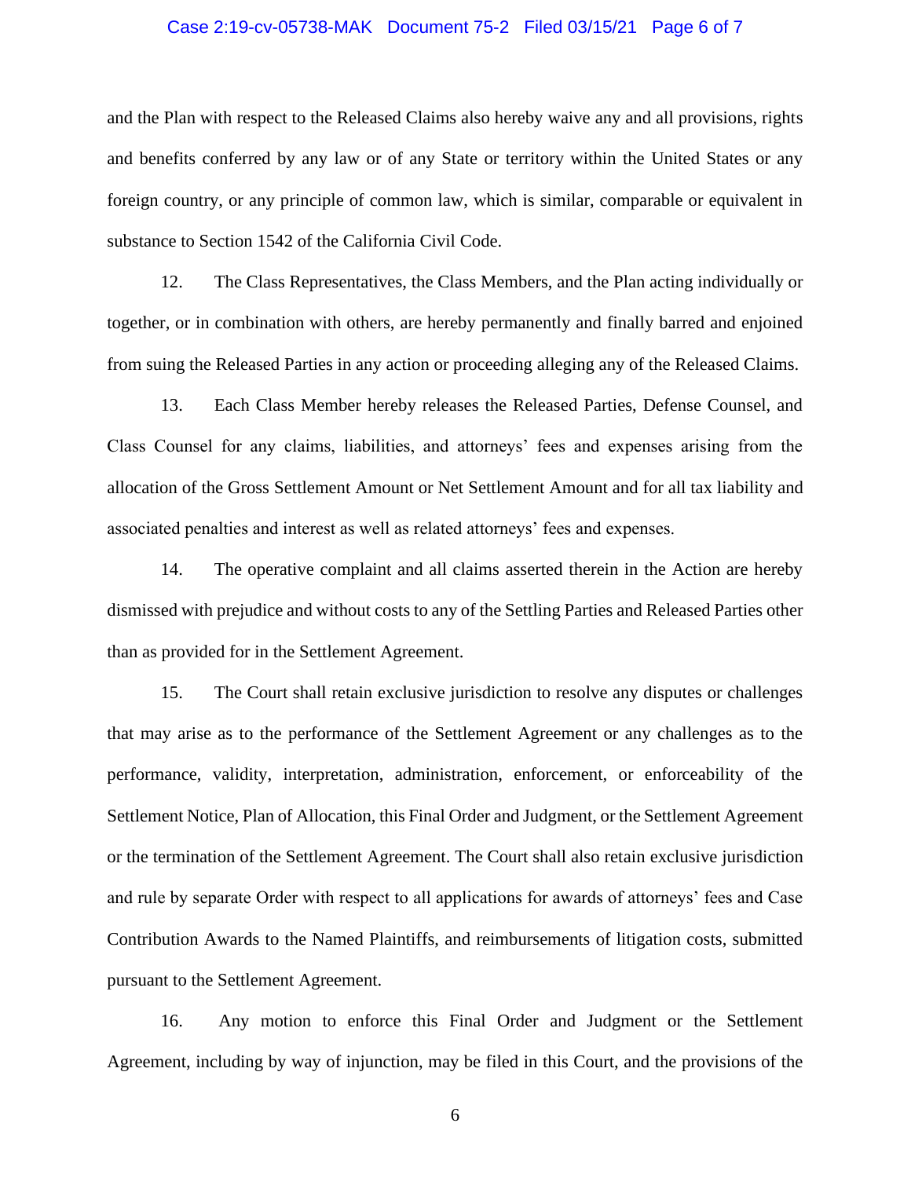and the Plan with respect to the Released Claims also hereby waive any and all provisions, rights and benefits conferred by any law or of any State or territory within the United States or any foreign country, or any principle of common law, which is similar, comparable or equivalent in substance to Section 1542 of the California Civil Code.

12. The Class Representatives, the Class Members, and the Plan acting individually or together, or in combination with others, are hereby permanently and finally barred and enjoined from suing the Released Parties in any action or proceeding alleging any of the Released Claims.

13. Each Class Member hereby releases the Released Parties, Defense Counsel, and Class Counsel for any claims, liabilities, and attorneys' fees and expenses arising from the allocation of the Gross Settlement Amount or Net Settlement Amount and for all tax liability and associated penalties and interest as well as related attorneys' fees and expenses.

14. The operative complaint and all claims asserted therein in the Action are hereby dismissed with prejudice and without costs to any of the Settling Parties and Released Parties other than as provided for in the Settlement Agreement.

15. The Court shall retain exclusive jurisdiction to resolve any disputes or challenges that may arise as to the performance of the Settlement Agreement or any challenges as to the performance, validity, interpretation, administration, enforcement, or enforceability of the Settlement Notice, Plan of Allocation, this Final Order and Judgment, or the Settlement Agreement or the termination of the Settlement Agreement. The Court shall also retain exclusive jurisdiction and rule by separate Order with respect to all applications for awards of attorneys' fees and Case Contribution Awards to the Named Plaintiffs, and reimbursements of litigation costs, submitted pursuant to the Settlement Agreement.

16. Any motion to enforce this Final Order and Judgment or the Settlement Agreement, including by way of injunction, may be filed in this Court, and the provisions of the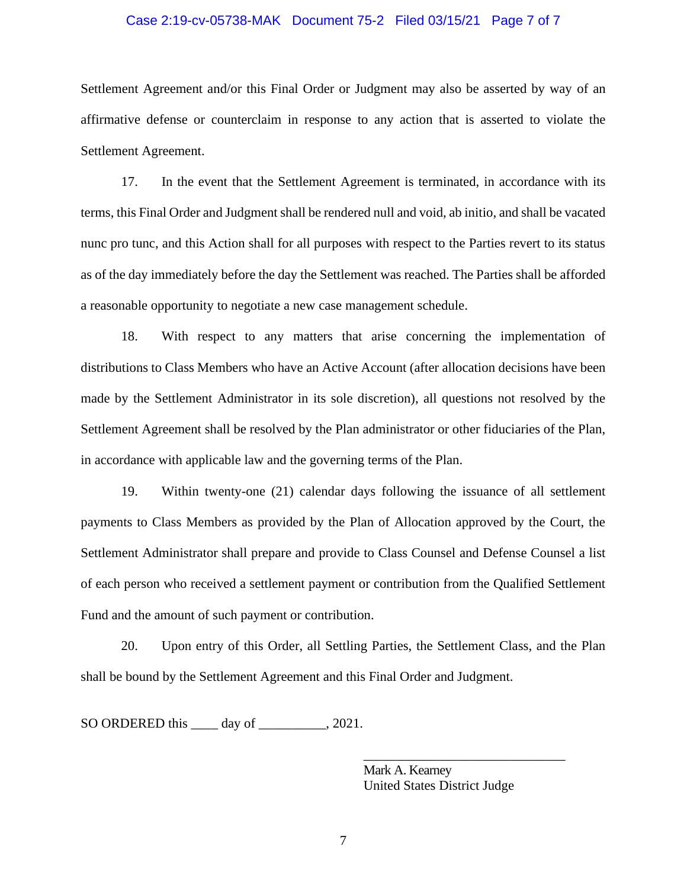Settlement Agreement and/or this Final Order or Judgment may also be asserted by way of an affirmative defense or counterclaim in response to any action that is asserted to violate the Settlement Agreement.

17. In the event that the Settlement Agreement is terminated, in accordance with its terms, this Final Order and Judgment shall be rendered null and void, ab initio, and shall be vacated nunc pro tunc, and this Action shall for all purposes with respect to the Parties revert to its status as of the day immediately before the day the Settlement was reached. The Parties shall be afforded a reasonable opportunity to negotiate a new case management schedule.

18. With respect to any matters that arise concerning the implementation of distributions to Class Members who have an Active Account (after allocation decisions have been made by the Settlement Administrator in its sole discretion), all questions not resolved by the Settlement Agreement shall be resolved by the Plan administrator or other fiduciaries of the Plan, in accordance with applicable law and the governing terms of the Plan.

19. Within twenty-one (21) calendar days following the issuance of all settlement payments to Class Members as provided by the Plan of Allocation approved by the Court, the Settlement Administrator shall prepare and provide to Class Counsel and Defense Counsel a list of each person who received a settlement payment or contribution from the Qualified Settlement Fund and the amount of such payment or contribution.

20. Upon entry of this Order, all Settling Parties, the Settlement Class, and the Plan shall be bound by the Settlement Agreement and this Final Order and Judgment.

SO ORDERED this ____ day of __________, 2021.

______________________________
Mark A. Kearney
United States District Judge